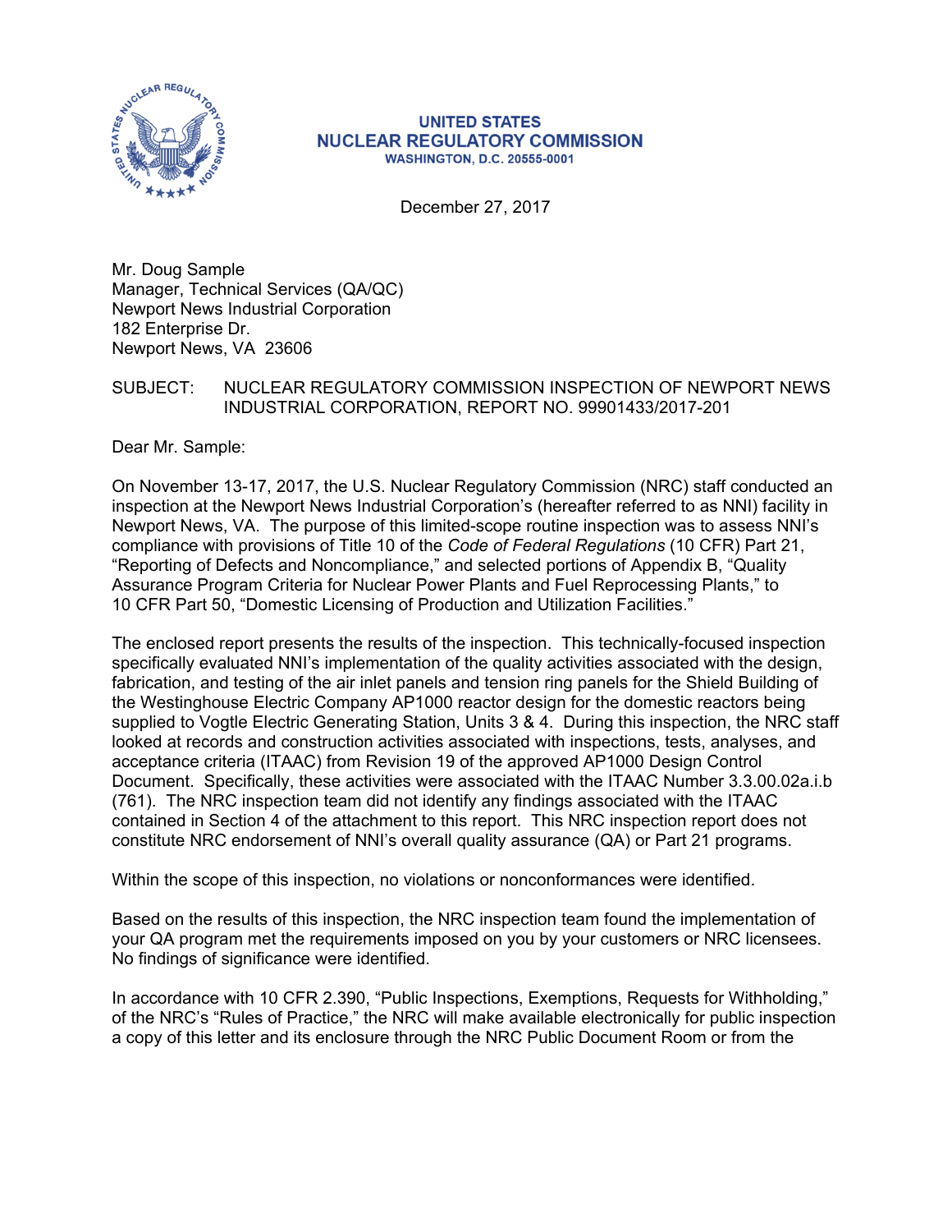**UNITED STATES**
**NUCLEAR REGULATORY COMMISSION**
WASHINGTON, D.C. 20555-0001

December 27, 2017

Mr. Doug Sample
Manager, Technical Services (QA/QC)
Newport News Industrial Corporation
182 Enterprise Dr.
Newport News, VA 23606

SUBJECT: NUCLEAR REGULATORY COMMISSION INSPECTION OF NEWPORT NEWS INDUSTRIAL CORPORATION, REPORT NO. 99901433/2017-201

Dear Mr. Sample:

On November 13-17, 2017, the U.S. Nuclear Regulatory Commission (NRC) staff conducted an inspection at the Newport News Industrial Corporation's (hereafter referred to as NNI) facility in Newport News, VA. The purpose of this limited-scope routine inspection was to assess NNI's compliance with provisions of Title 10 of the *Code of Federal Regulations* (10 CFR) Part 21, "Reporting of Defects and Noncompliance," and selected portions of Appendix B, "Quality Assurance Program Criteria for Nuclear Power Plants and Fuel Reprocessing Plants," to 10 CFR Part 50, "Domestic Licensing of Production and Utilization Facilities."

The enclosed report presents the results of the inspection. This technically-focused inspection specifically evaluated NNI's implementation of the quality activities associated with the design, fabrication, and testing of the air inlet panels and tension ring panels for the Shield Building of the Westinghouse Electric Company AP1000 reactor design for the domestic reactors being supplied to Vogtle Electric Generating Station, Units 3 & 4. During this inspection, the NRC staff looked at records and construction activities associated with inspections, tests, analyses, and acceptance criteria (ITAAC) from Revision 19 of the approved AP1000 Design Control Document. Specifically, these activities were associated with the ITAAC Number 3.3.00.02a.i.b (761). The NRC inspection team did not identify any findings associated with the ITAAC contained in Section 4 of the attachment to this report. This NRC inspection report does not constitute NRC endorsement of NNI's overall quality assurance (QA) or Part 21 programs.

Within the scope of this inspection, no violations or nonconformances were identified.

Based on the results of this inspection, the NRC inspection team found the implementation of your QA program met the requirements imposed on you by your customers or NRC licensees. No findings of significance were identified.

In accordance with 10 CFR 2.390, "Public Inspections, Exemptions, Requests for Withholding," of the NRC's "Rules of Practice," the NRC will make available electronically for public inspection a copy of this letter and its enclosure through the NRC Public Document Room or from the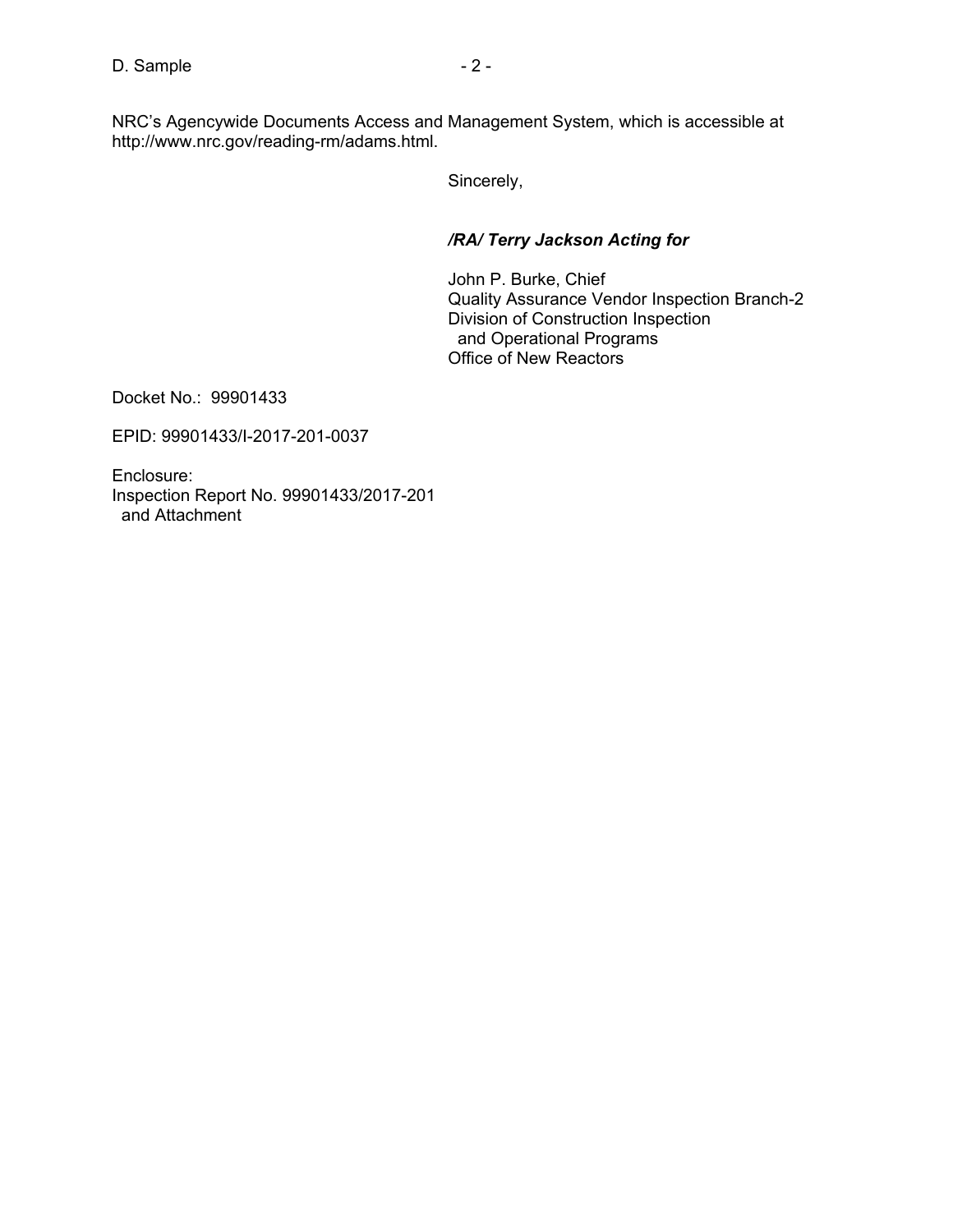NRC's Agencywide Documents Access and Management System, which is accessible at http://www.nrc.gov/reading-rm/adams.html.

Sincerely,

***/RA/ Terry Jackson Acting for***

John P. Burke, Chief  
Quality Assurance Vendor Inspection Branch-2  
Division of Construction Inspection  
and Operational Programs  
Office of New Reactors

Docket No.: 99901433

EPID: 99901433/I-2017-201-0037

Enclosure:  
Inspection Report No. 99901433/2017-201  
and Attachment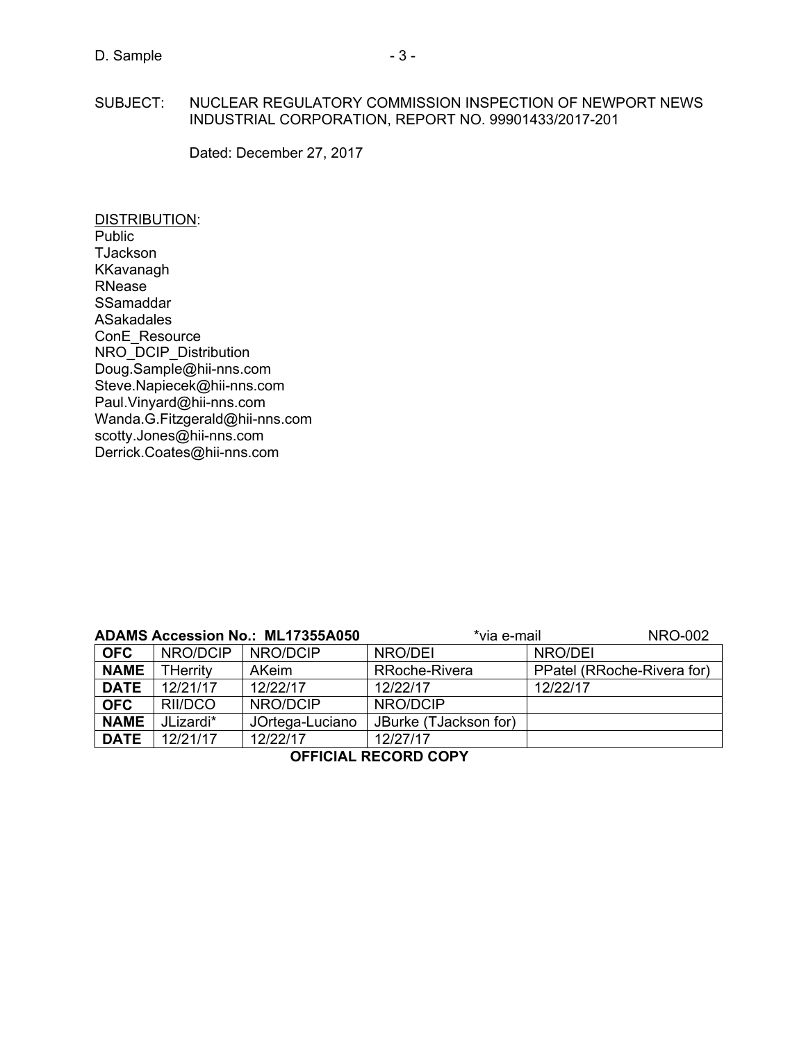SUBJECT: NUCLEAR REGULATORY COMMISSION INSPECTION OF NEWPORT NEWS INDUSTRIAL CORPORATION, REPORT NO. 99901433/2017-201

Dated: December 27, 2017

DISTRIBUTION:
Public
TJackson
KKavanagh
RNease
SSamaddar
ASakadales
ConE_Resource
NRO_DCIP_Distribution
Doug.Sample@hii-nns.com
Steve.Napiecek@hii-nns.com
Paul.Vinyard@hii-nns.com
Wanda.G.Fitzgerald@hii-nns.com
scotty.Jones@hii-nns.com
Derrick.Coates@hii-nns.com

**ADAMS Accession No.: ML17355A050** *via e-mail NRO-002

| | | | | |
|---|---|---|---|---|
| **OFC** | NRO/DCIP | NRO/DCIP | NRO/DEI | NRO/DEI |
| **NAME** | THerrity | AKeim | RRoche-Rivera | PPatel (RRoche-Rivera for) |
| **DATE** | 12/21/17 | 12/22/17 | 12/22/17 | 12/22/17 |
| **OFC** | RII/DCO | NRO/DCIP | NRO/DCIP | |
| **NAME** | JLizardi* | JOrtega-Luciano | JBurke (TJackson for) | |
| **DATE** | 12/21/17 | 12/22/17 | 12/27/17 | |

**OFFICIAL RECORD COPY**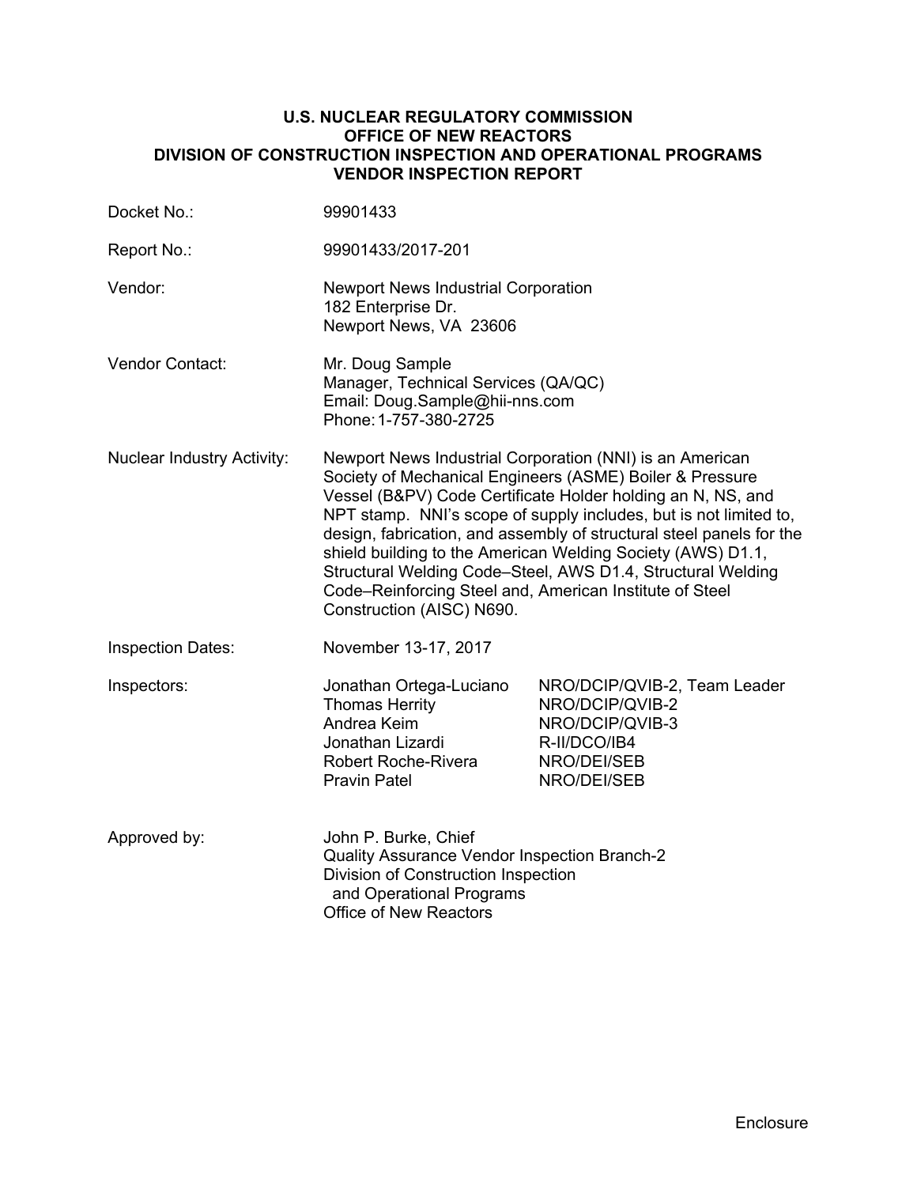**U.S. NUCLEAR REGULATORY COMMISSION**
**OFFICE OF NEW REACTORS**
**DIVISION OF CONSTRUCTION INSPECTION AND OPERATIONAL PROGRAMS**
**VENDOR INSPECTION REPORT**

| | |
|---|---|
| Docket No.: | 99901433 |
| Report No.: | 99901433/2017-201 |
| Vendor: | Newport News Industrial Corporation<br>182 Enterprise Dr.<br>Newport News, VA 23606 |
| Vendor Contact: | Mr. Doug Sample<br>Manager, Technical Services (QA/QC)<br>Email: Doug.Sample@hii-nns.com<br>Phone: 1-757-380-2725 |
| Nuclear Industry Activity: | Newport News Industrial Corporation (NNI) is an American Society of Mechanical Engineers (ASME) Boiler & Pressure Vessel (B&PV) Code Certificate Holder holding an N, NS, and NPT stamp. NNI's scope of supply includes, but is not limited to, design, fabrication, and assembly of structural steel panels for the shield building to the American Welding Society (AWS) D1.1, Structural Welding Code–Steel, AWS D1.4, Structural Welding Code–Reinforcing Steel and, American Institute of Steel Construction (AISC) N690. |
| Inspection Dates: | November 13-17, 2017 |

| | | |
|---|---|---|
| Inspectors: | Jonathan Ortega-Luciano | NRO/DCIP/QVIB-2, Team Leader |
| | Thomas Herrity | NRO/DCIP/QVIB-2 |
| | Andrea Keim | NRO/DCIP/QVIB-3 |
| | Jonathan Lizardi | R-II/DCO/IB4 |
| | Robert Roche-Rivera | NRO/DEI/SEB |
| | Pravin Patel | NRO/DEI/SEB |

Approved by: John P. Burke, Chief
Quality Assurance Vendor Inspection Branch-2
Division of Construction Inspection
and Operational Programs
Office of New Reactors

Enclosure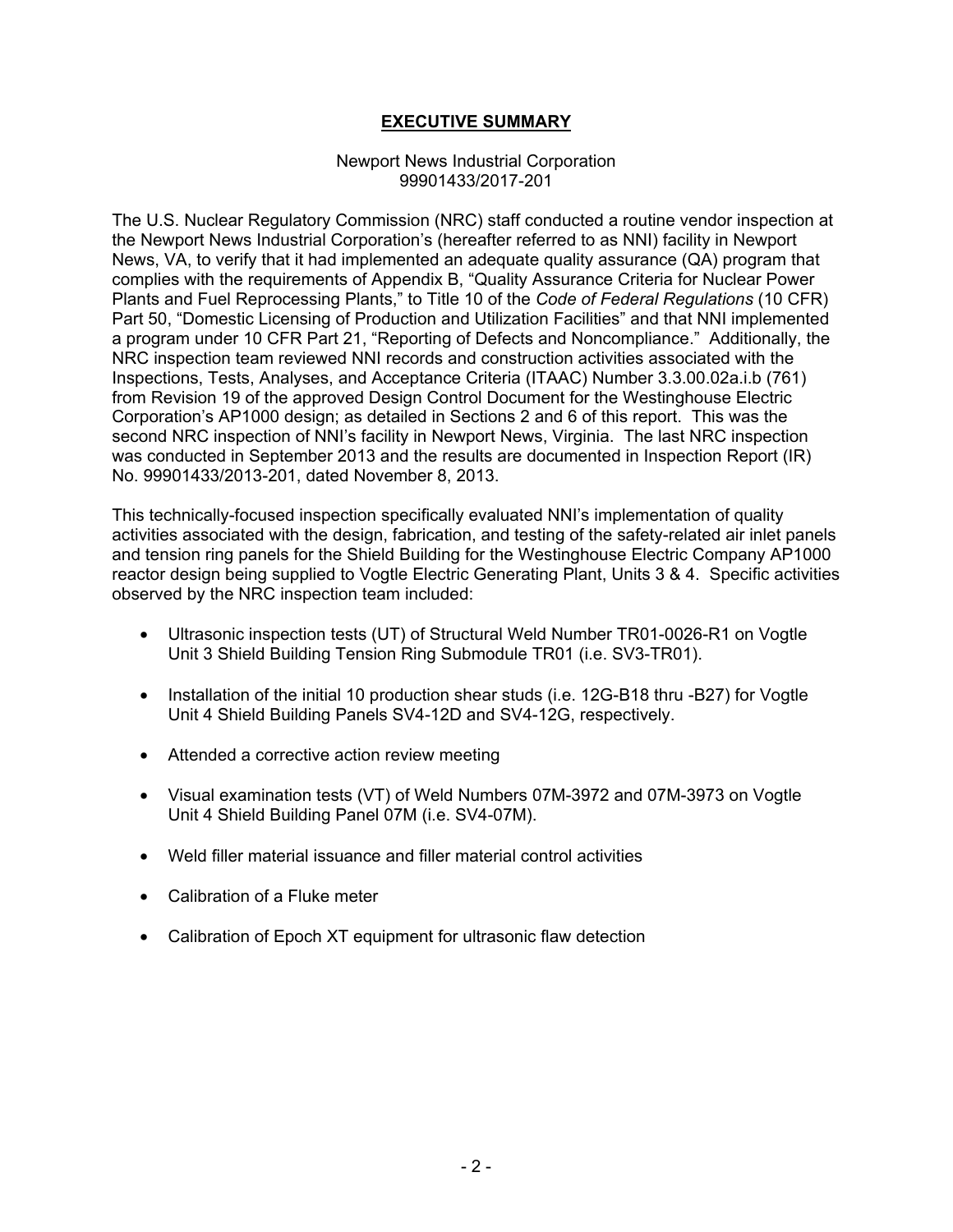# **EXECUTIVE SUMMARY**

Newport News Industrial Corporation
99901433/2017-201

The U.S. Nuclear Regulatory Commission (NRC) staff conducted a routine vendor inspection at the Newport News Industrial Corporation's (hereafter referred to as NNI) facility in Newport News, VA, to verify that it had implemented an adequate quality assurance (QA) program that complies with the requirements of Appendix B, "Quality Assurance Criteria for Nuclear Power Plants and Fuel Reprocessing Plants," to Title 10 of the *Code of Federal Regulations* (10 CFR) Part 50, "Domestic Licensing of Production and Utilization Facilities" and that NNI implemented a program under 10 CFR Part 21, "Reporting of Defects and Noncompliance." Additionally, the NRC inspection team reviewed NNI records and construction activities associated with the Inspections, Tests, Analyses, and Acceptance Criteria (ITAAC) Number 3.3.00.02a.i.b (761) from Revision 19 of the approved Design Control Document for the Westinghouse Electric Corporation's AP1000 design; as detailed in Sections 2 and 6 of this report. This was the second NRC inspection of NNI's facility in Newport News, Virginia. The last NRC inspection was conducted in September 2013 and the results are documented in Inspection Report (IR) No. 99901433/2013-201, dated November 8, 2013.

This technically-focused inspection specifically evaluated NNI's implementation of quality activities associated with the design, fabrication, and testing of the safety-related air inlet panels and tension ring panels for the Shield Building for the Westinghouse Electric Company AP1000 reactor design being supplied to Vogtle Electric Generating Plant, Units 3 & 4. Specific activities observed by the NRC inspection team included:

- Ultrasonic inspection tests (UT) of Structural Weld Number TR01-0026-R1 on Vogtle Unit 3 Shield Building Tension Ring Submodule TR01 (i.e. SV3-TR01).
- Installation of the initial 10 production shear studs (i.e. 12G-B18 thru -B27) for Vogtle Unit 4 Shield Building Panels SV4-12D and SV4-12G, respectively.
- Attended a corrective action review meeting
- Visual examination tests (VT) of Weld Numbers 07M-3972 and 07M-3973 on Vogtle Unit 4 Shield Building Panel 07M (i.e. SV4-07M).
- Weld filler material issuance and filler material control activities
- Calibration of a Fluke meter
- Calibration of Epoch XT equipment for ultrasonic flaw detection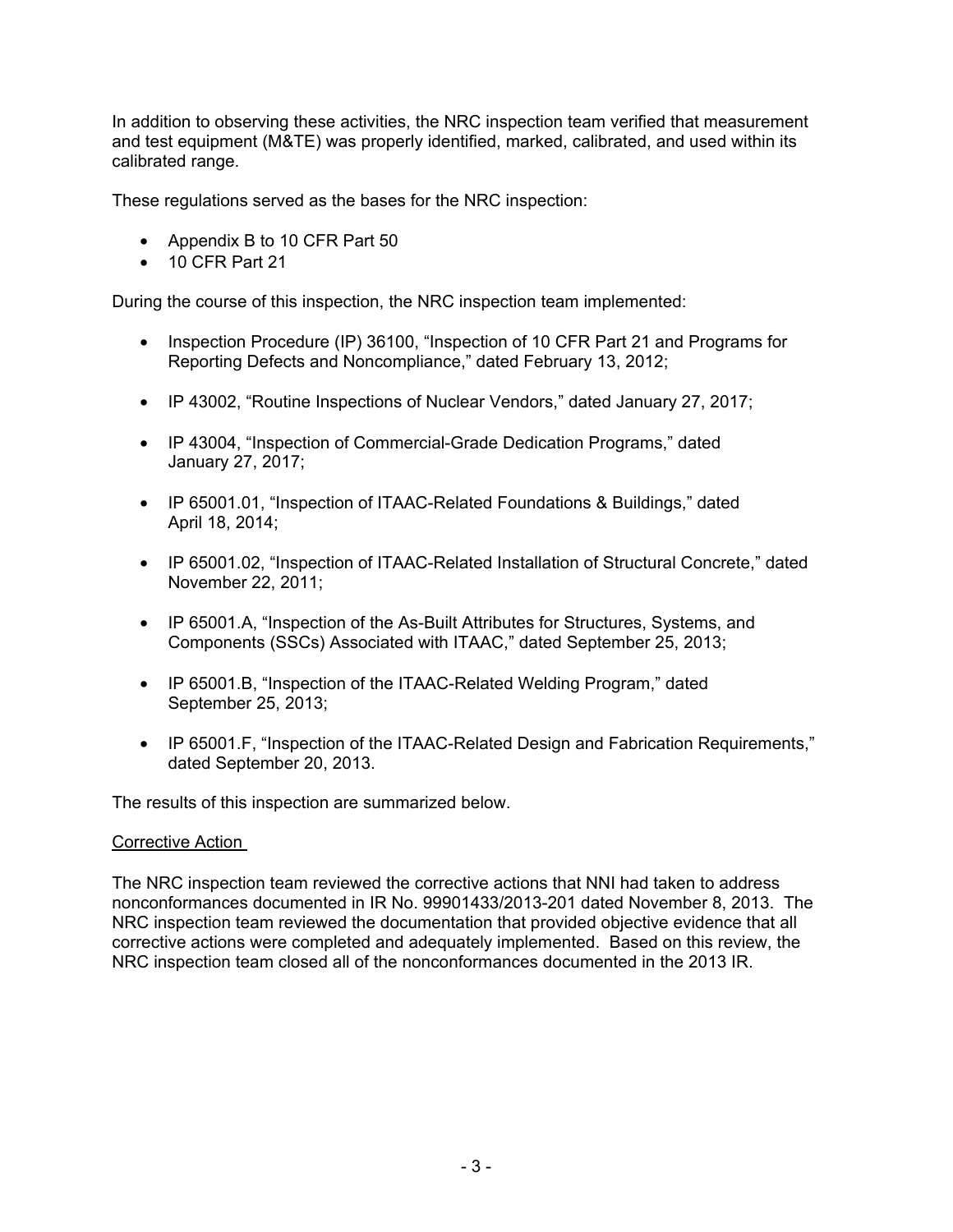In addition to observing these activities, the NRC inspection team verified that measurement and test equipment (M&TE) was properly identified, marked, calibrated, and used within its calibrated range.

These regulations served as the bases for the NRC inspection:

- Appendix B to 10 CFR Part 50
- 10 CFR Part 21

During the course of this inspection, the NRC inspection team implemented:

- Inspection Procedure (IP) 36100, "Inspection of 10 CFR Part 21 and Programs for Reporting Defects and Noncompliance," dated February 13, 2012;
- IP 43002, "Routine Inspections of Nuclear Vendors," dated January 27, 2017;
- IP 43004, "Inspection of Commercial-Grade Dedication Programs," dated January 27, 2017;
- IP 65001.01, "Inspection of ITAAC-Related Foundations & Buildings," dated April 18, 2014;
- IP 65001.02, "Inspection of ITAAC-Related Installation of Structural Concrete," dated November 22, 2011;
- IP 65001.A, "Inspection of the As-Built Attributes for Structures, Systems, and Components (SSCs) Associated with ITAAC," dated September 25, 2013;
- IP 65001.B, "Inspection of the ITAAC-Related Welding Program," dated September 25, 2013;
- IP 65001.F, "Inspection of the ITAAC-Related Design and Fabrication Requirements," dated September 20, 2013.

The results of this inspection are summarized below.

Corrective Action

The NRC inspection team reviewed the corrective actions that NNI had taken to address nonconformances documented in IR No. 99901433/2013-201 dated November 8, 2013. The NRC inspection team reviewed the documentation that provided objective evidence that all corrective actions were completed and adequately implemented. Based on this review, the NRC inspection team closed all of the nonconformances documented in the 2013 IR.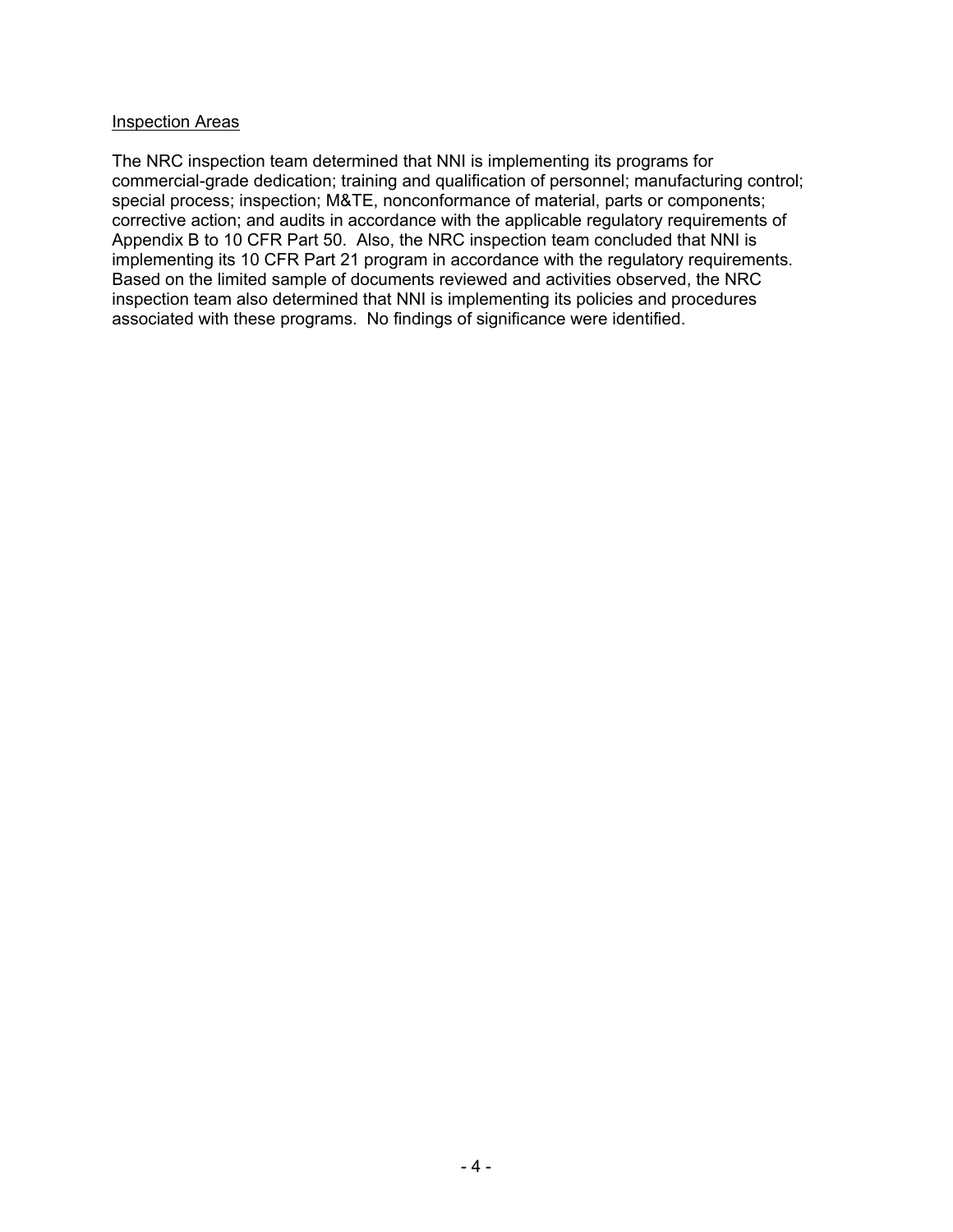<u>Inspection Areas</u>

The NRC inspection team determined that NNI is implementing its programs for commercial-grade dedication; training and qualification of personnel; manufacturing control; special process; inspection; M&TE, nonconformance of material, parts or components; corrective action; and audits in accordance with the applicable regulatory requirements of Appendix B to 10 CFR Part 50. Also, the NRC inspection team concluded that NNI is implementing its 10 CFR Part 21 program in accordance with the regulatory requirements. Based on the limited sample of documents reviewed and activities observed, the NRC inspection team also determined that NNI is implementing its policies and procedures associated with these programs. No findings of significance were identified.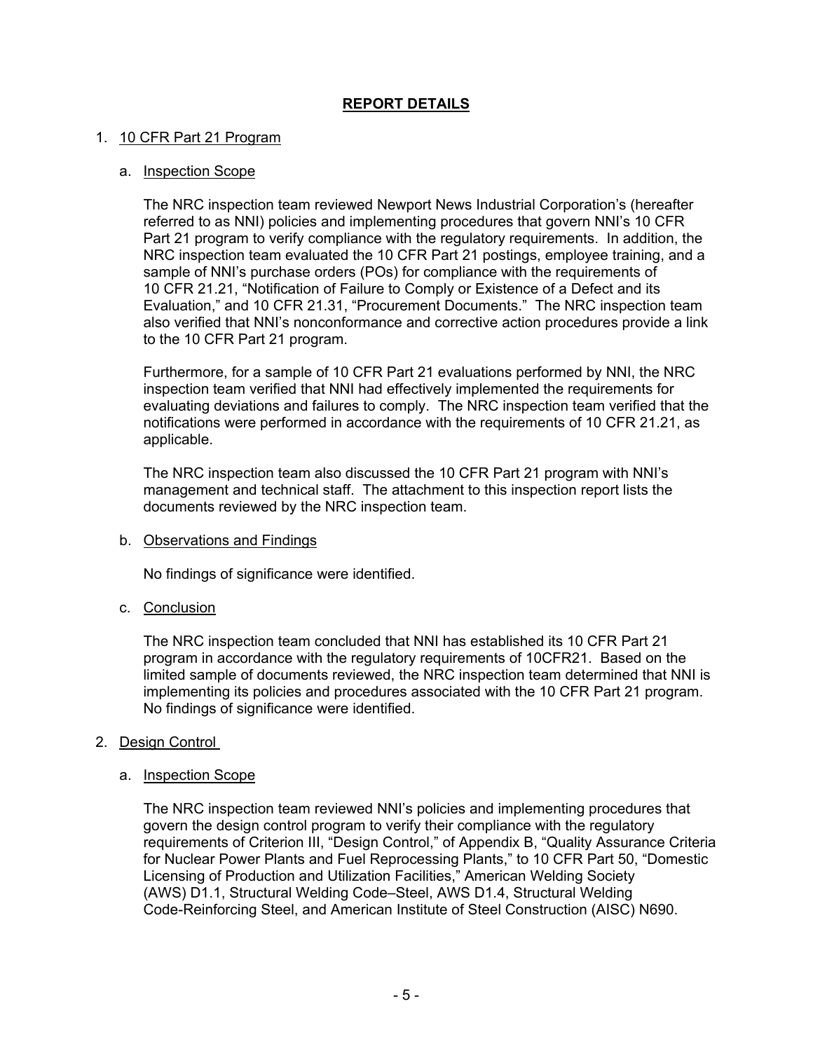## REPORT DETAILS

1. 10 CFR Part 21 Program

   a. Inspection Scope

   The NRC inspection team reviewed Newport News Industrial Corporation's (hereafter referred to as NNI) policies and implementing procedures that govern NNI's 10 CFR Part 21 program to verify compliance with the regulatory requirements. In addition, the NRC inspection team evaluated the 10 CFR Part 21 postings, employee training, and a sample of NNI's purchase orders (POs) for compliance with the requirements of 10 CFR 21.21, "Notification of Failure to Comply or Existence of a Defect and its Evaluation," and 10 CFR 21.31, "Procurement Documents." The NRC inspection team also verified that NNI's nonconformance and corrective action procedures provide a link to the 10 CFR Part 21 program.

   Furthermore, for a sample of 10 CFR Part 21 evaluations performed by NNI, the NRC inspection team verified that NNI had effectively implemented the requirements for evaluating deviations and failures to comply. The NRC inspection team verified that the notifications were performed in accordance with the requirements of 10 CFR 21.21, as applicable.

   The NRC inspection team also discussed the 10 CFR Part 21 program with NNI's management and technical staff. The attachment to this inspection report lists the documents reviewed by the NRC inspection team.

   b. Observations and Findings

   No findings of significance were identified.

   c. Conclusion

   The NRC inspection team concluded that NNI has established its 10 CFR Part 21 program in accordance with the regulatory requirements of 10CFR21. Based on the limited sample of documents reviewed, the NRC inspection team determined that NNI is implementing its policies and procedures associated with the 10 CFR Part 21 program. No findings of significance were identified.

2. Design Control

   a. Inspection Scope

   The NRC inspection team reviewed NNI's policies and implementing procedures that govern the design control program to verify their compliance with the regulatory requirements of Criterion III, "Design Control," of Appendix B, "Quality Assurance Criteria for Nuclear Power Plants and Fuel Reprocessing Plants," to 10 CFR Part 50, "Domestic Licensing of Production and Utilization Facilities," American Welding Society (AWS) D1.1, Structural Welding Code–Steel, AWS D1.4, Structural Welding Code-Reinforcing Steel, and American Institute of Steel Construction (AISC) N690.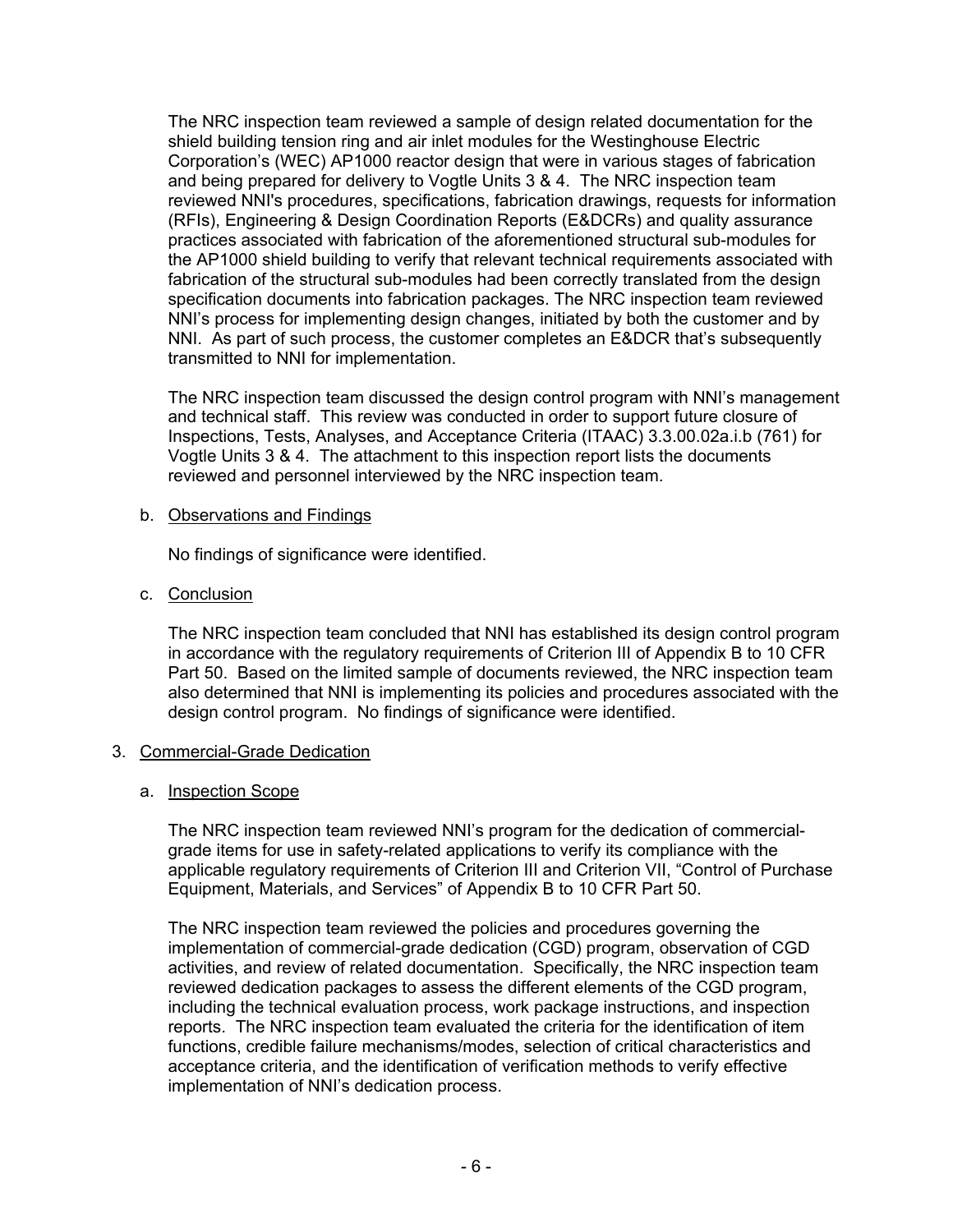The NRC inspection team reviewed a sample of design related documentation for the shield building tension ring and air inlet modules for the Westinghouse Electric Corporation's (WEC) AP1000 reactor design that were in various stages of fabrication and being prepared for delivery to Vogtle Units 3 & 4. The NRC inspection team reviewed NNI's procedures, specifications, fabrication drawings, requests for information (RFIs), Engineering & Design Coordination Reports (E&DCRs) and quality assurance practices associated with fabrication of the aforementioned structural sub-modules for the AP1000 shield building to verify that relevant technical requirements associated with fabrication of the structural sub-modules had been correctly translated from the design specification documents into fabrication packages. The NRC inspection team reviewed NNI's process for implementing design changes, initiated by both the customer and by NNI. As part of such process, the customer completes an E&DCR that's subsequently transmitted to NNI for implementation.

The NRC inspection team discussed the design control program with NNI's management and technical staff. This review was conducted in order to support future closure of Inspections, Tests, Analyses, and Acceptance Criteria (ITAAC) 3.3.00.02a.i.b (761) for Vogtle Units 3 & 4. The attachment to this inspection report lists the documents reviewed and personnel interviewed by the NRC inspection team.

b. Observations and Findings

No findings of significance were identified.

c. Conclusion

The NRC inspection team concluded that NNI has established its design control program in accordance with the regulatory requirements of Criterion III of Appendix B to 10 CFR Part 50. Based on the limited sample of documents reviewed, the NRC inspection team also determined that NNI is implementing its policies and procedures associated with the design control program. No findings of significance were identified.

3. Commercial-Grade Dedication

a. Inspection Scope

The NRC inspection team reviewed NNI's program for the dedication of commercial-grade items for use in safety-related applications to verify its compliance with the applicable regulatory requirements of Criterion III and Criterion VII, "Control of Purchase Equipment, Materials, and Services" of Appendix B to 10 CFR Part 50.

The NRC inspection team reviewed the policies and procedures governing the implementation of commercial-grade dedication (CGD) program, observation of CGD activities, and review of related documentation. Specifically, the NRC inspection team reviewed dedication packages to assess the different elements of the CGD program, including the technical evaluation process, work package instructions, and inspection reports. The NRC inspection team evaluated the criteria for the identification of item functions, credible failure mechanisms/modes, selection of critical characteristics and acceptance criteria, and the identification of verification methods to verify effective implementation of NNI's dedication process.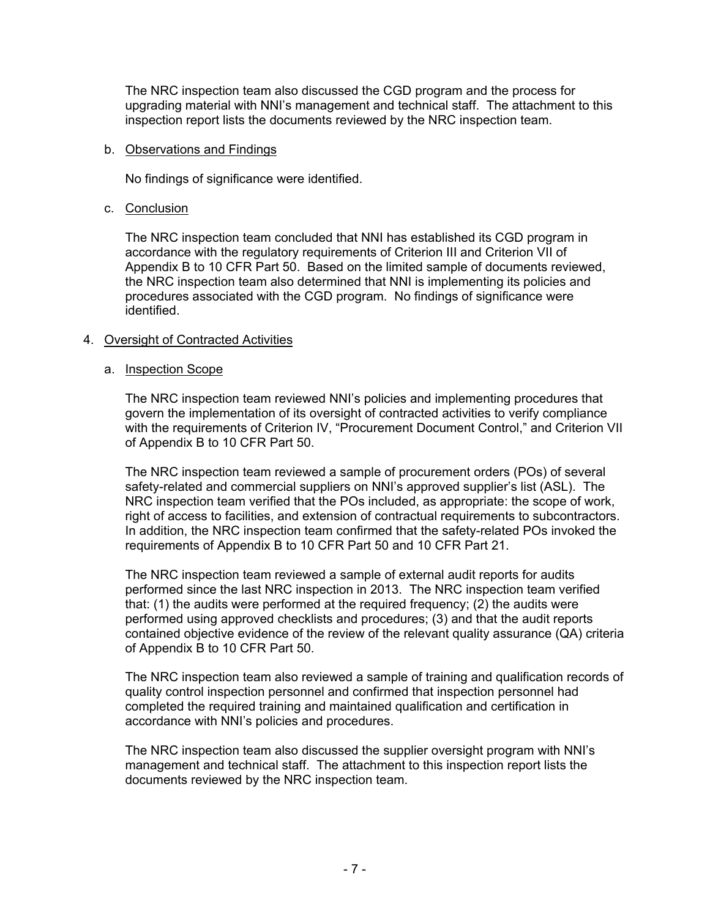The NRC inspection team also discussed the CGD program and the process for upgrading material with NNI's management and technical staff. The attachment to this inspection report lists the documents reviewed by the NRC inspection team.

b. Observations and Findings

No findings of significance were identified.

c. Conclusion

The NRC inspection team concluded that NNI has established its CGD program in accordance with the regulatory requirements of Criterion III and Criterion VII of Appendix B to 10 CFR Part 50. Based on the limited sample of documents reviewed, the NRC inspection team also determined that NNI is implementing its policies and procedures associated with the CGD program. No findings of significance were identified.

4. Oversight of Contracted Activities

a. Inspection Scope

The NRC inspection team reviewed NNI's policies and implementing procedures that govern the implementation of its oversight of contracted activities to verify compliance with the requirements of Criterion IV, "Procurement Document Control," and Criterion VII of Appendix B to 10 CFR Part 50.

The NRC inspection team reviewed a sample of procurement orders (POs) of several safety-related and commercial suppliers on NNI's approved supplier's list (ASL). The NRC inspection team verified that the POs included, as appropriate: the scope of work, right of access to facilities, and extension of contractual requirements to subcontractors. In addition, the NRC inspection team confirmed that the safety-related POs invoked the requirements of Appendix B to 10 CFR Part 50 and 10 CFR Part 21.

The NRC inspection team reviewed a sample of external audit reports for audits performed since the last NRC inspection in 2013. The NRC inspection team verified that: (1) the audits were performed at the required frequency; (2) the audits were performed using approved checklists and procedures; (3) and that the audit reports contained objective evidence of the review of the relevant quality assurance (QA) criteria of Appendix B to 10 CFR Part 50.

The NRC inspection team also reviewed a sample of training and qualification records of quality control inspection personnel and confirmed that inspection personnel had completed the required training and maintained qualification and certification in accordance with NNI's policies and procedures.

The NRC inspection team also discussed the supplier oversight program with NNI's management and technical staff. The attachment to this inspection report lists the documents reviewed by the NRC inspection team.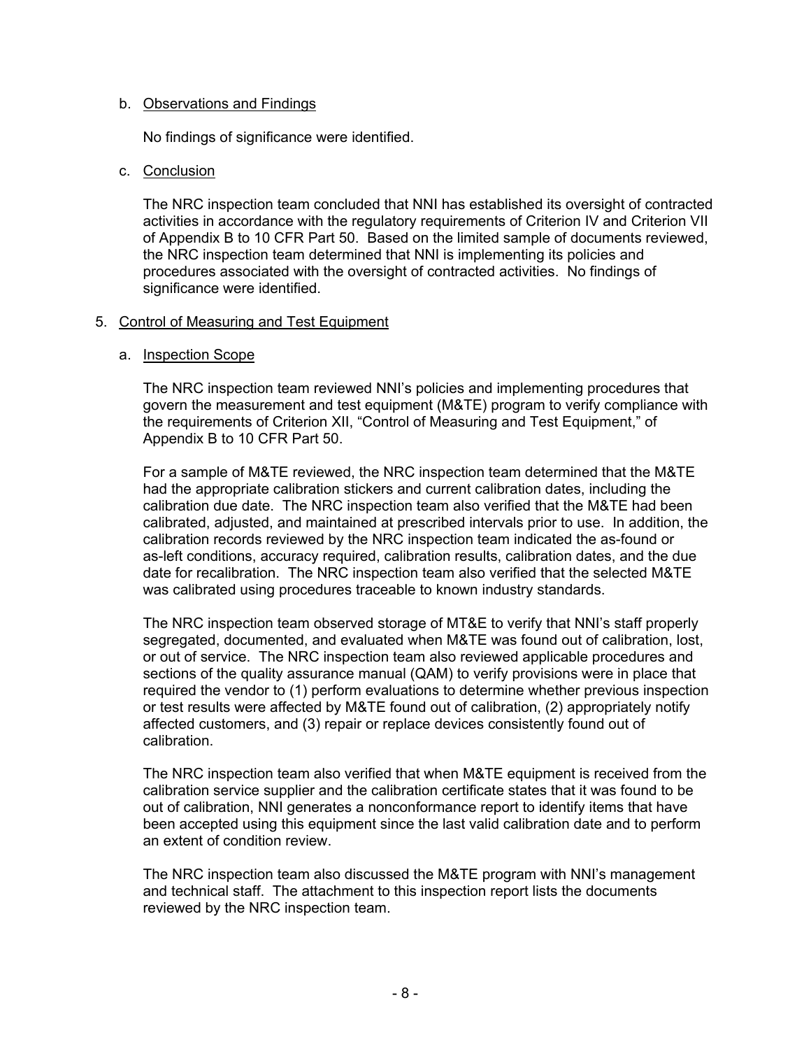b. Observations and Findings

No findings of significance were identified.

c. Conclusion

The NRC inspection team concluded that NNI has established its oversight of contracted activities in accordance with the regulatory requirements of Criterion IV and Criterion VII of Appendix B to 10 CFR Part 50. Based on the limited sample of documents reviewed, the NRC inspection team determined that NNI is implementing its policies and procedures associated with the oversight of contracted activities. No findings of significance were identified.

5. Control of Measuring and Test Equipment

a. Inspection Scope

The NRC inspection team reviewed NNI's policies and implementing procedures that govern the measurement and test equipment (M&TE) program to verify compliance with the requirements of Criterion XII, "Control of Measuring and Test Equipment," of Appendix B to 10 CFR Part 50.

For a sample of M&TE reviewed, the NRC inspection team determined that the M&TE had the appropriate calibration stickers and current calibration dates, including the calibration due date. The NRC inspection team also verified that the M&TE had been calibrated, adjusted, and maintained at prescribed intervals prior to use. In addition, the calibration records reviewed by the NRC inspection team indicated the as-found or as-left conditions, accuracy required, calibration results, calibration dates, and the due date for recalibration. The NRC inspection team also verified that the selected M&TE was calibrated using procedures traceable to known industry standards.

The NRC inspection team observed storage of MT&E to verify that NNI's staff properly segregated, documented, and evaluated when M&TE was found out of calibration, lost, or out of service. The NRC inspection team also reviewed applicable procedures and sections of the quality assurance manual (QAM) to verify provisions were in place that required the vendor to (1) perform evaluations to determine whether previous inspection or test results were affected by M&TE found out of calibration, (2) appropriately notify affected customers, and (3) repair or replace devices consistently found out of calibration.

The NRC inspection team also verified that when M&TE equipment is received from the calibration service supplier and the calibration certificate states that it was found to be out of calibration, NNI generates a nonconformance report to identify items that have been accepted using this equipment since the last valid calibration date and to perform an extent of condition review.

The NRC inspection team also discussed the M&TE program with NNI's management and technical staff. The attachment to this inspection report lists the documents reviewed by the NRC inspection team.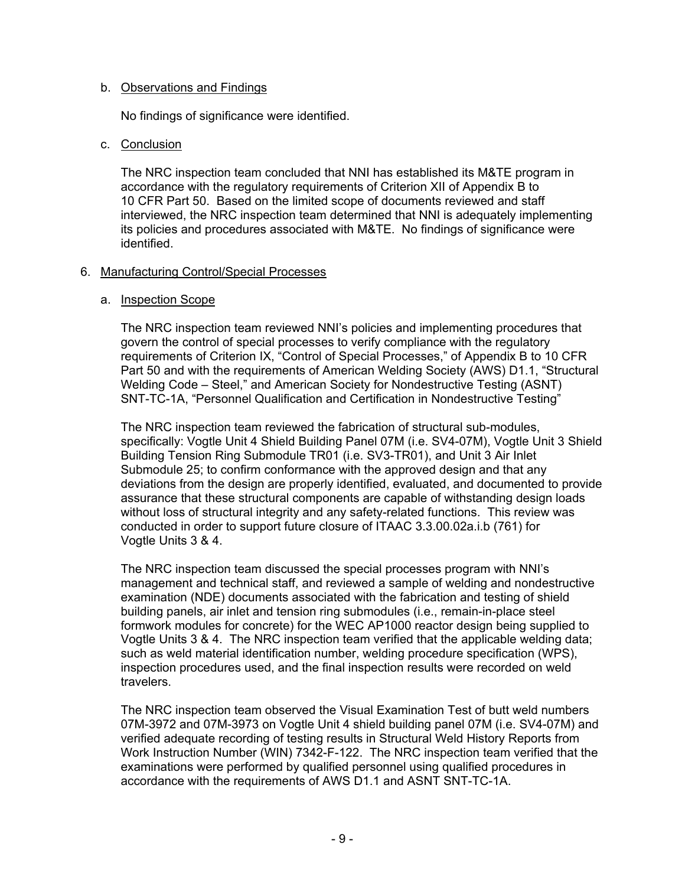b. Observations and Findings

No findings of significance were identified.

c. Conclusion

The NRC inspection team concluded that NNI has established its M&TE program in accordance with the regulatory requirements of Criterion XII of Appendix B to 10 CFR Part 50. Based on the limited scope of documents reviewed and staff interviewed, the NRC inspection team determined that NNI is adequately implementing its policies and procedures associated with M&TE. No findings of significance were identified.

6. Manufacturing Control/Special Processes

a. Inspection Scope

The NRC inspection team reviewed NNI's policies and implementing procedures that govern the control of special processes to verify compliance with the regulatory requirements of Criterion IX, "Control of Special Processes," of Appendix B to 10 CFR Part 50 and with the requirements of American Welding Society (AWS) D1.1, "Structural Welding Code – Steel," and American Society for Nondestructive Testing (ASNT) SNT-TC-1A, "Personnel Qualification and Certification in Nondestructive Testing"

The NRC inspection team reviewed the fabrication of structural sub-modules, specifically: Vogtle Unit 4 Shield Building Panel 07M (i.e. SV4-07M), Vogtle Unit 3 Shield Building Tension Ring Submodule TR01 (i.e. SV3-TR01), and Unit 3 Air Inlet Submodule 25; to confirm conformance with the approved design and that any deviations from the design are properly identified, evaluated, and documented to provide assurance that these structural components are capable of withstanding design loads without loss of structural integrity and any safety-related functions. This review was conducted in order to support future closure of ITAAC 3.3.00.02a.i.b (761) for Vogtle Units 3 & 4.

The NRC inspection team discussed the special processes program with NNI's management and technical staff, and reviewed a sample of welding and nondestructive examination (NDE) documents associated with the fabrication and testing of shield building panels, air inlet and tension ring submodules (i.e., remain-in-place steel formwork modules for concrete) for the WEC AP1000 reactor design being supplied to Vogtle Units 3 & 4. The NRC inspection team verified that the applicable welding data; such as weld material identification number, welding procedure specification (WPS), inspection procedures used, and the final inspection results were recorded on weld travelers.

The NRC inspection team observed the Visual Examination Test of butt weld numbers 07M-3972 and 07M-3973 on Vogtle Unit 4 shield building panel 07M (i.e. SV4-07M) and verified adequate recording of testing results in Structural Weld History Reports from Work Instruction Number (WIN) 7342-F-122. The NRC inspection team verified that the examinations were performed by qualified personnel using qualified procedures in accordance with the requirements of AWS D1.1 and ASNT SNT-TC-1A.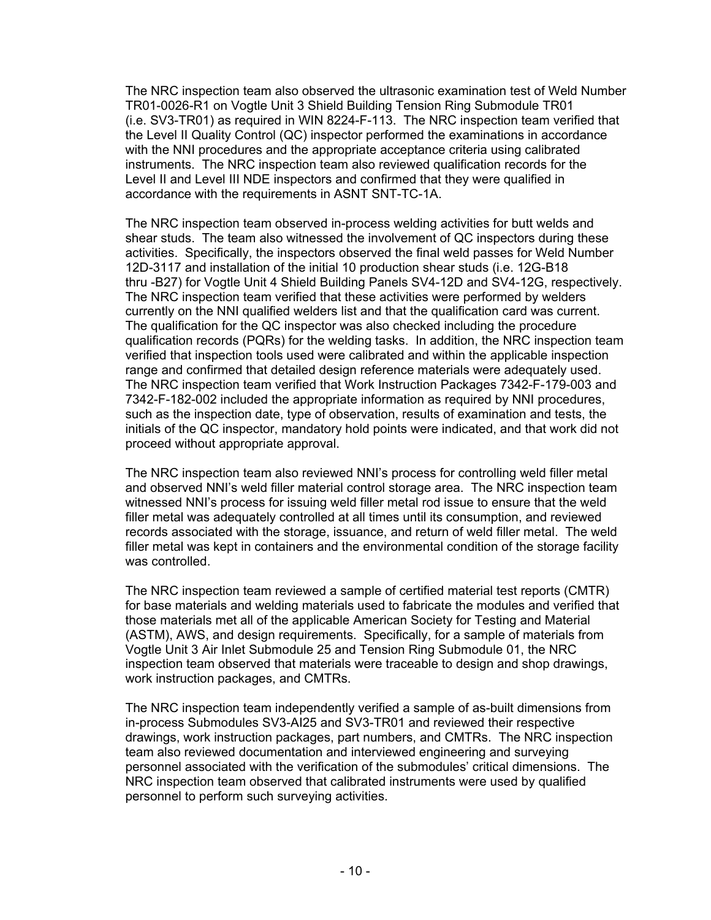The NRC inspection team also observed the ultrasonic examination test of Weld Number TR01-0026-R1 on Vogtle Unit 3 Shield Building Tension Ring Submodule TR01 (i.e. SV3-TR01) as required in WIN 8224-F-113. The NRC inspection team verified that the Level II Quality Control (QC) inspector performed the examinations in accordance with the NNI procedures and the appropriate acceptance criteria using calibrated instruments. The NRC inspection team also reviewed qualification records for the Level II and Level III NDE inspectors and confirmed that they were qualified in accordance with the requirements in ASNT SNT-TC-1A.

The NRC inspection team observed in-process welding activities for butt welds and shear studs. The team also witnessed the involvement of QC inspectors during these activities. Specifically, the inspectors observed the final weld passes for Weld Number 12D-3117 and installation of the initial 10 production shear studs (i.e. 12G-B18 thru -B27) for Vogtle Unit 4 Shield Building Panels SV4-12D and SV4-12G, respectively. The NRC inspection team verified that these activities were performed by welders currently on the NNI qualified welders list and that the qualification card was current. The qualification for the QC inspector was also checked including the procedure qualification records (PQRs) for the welding tasks. In addition, the NRC inspection team verified that inspection tools used were calibrated and within the applicable inspection range and confirmed that detailed design reference materials were adequately used. The NRC inspection team verified that Work Instruction Packages 7342-F-179-003 and 7342-F-182-002 included the appropriate information as required by NNI procedures, such as the inspection date, type of observation, results of examination and tests, the initials of the QC inspector, mandatory hold points were indicated, and that work did not proceed without appropriate approval.

The NRC inspection team also reviewed NNI's process for controlling weld filler metal and observed NNI's weld filler material control storage area. The NRC inspection team witnessed NNI's process for issuing weld filler metal rod issue to ensure that the weld filler metal was adequately controlled at all times until its consumption, and reviewed records associated with the storage, issuance, and return of weld filler metal. The weld filler metal was kept in containers and the environmental condition of the storage facility was controlled.

The NRC inspection team reviewed a sample of certified material test reports (CMTR) for base materials and welding materials used to fabricate the modules and verified that those materials met all of the applicable American Society for Testing and Material (ASTM), AWS, and design requirements. Specifically, for a sample of materials from Vogtle Unit 3 Air Inlet Submodule 25 and Tension Ring Submodule 01, the NRC inspection team observed that materials were traceable to design and shop drawings, work instruction packages, and CMTRs.

The NRC inspection team independently verified a sample of as-built dimensions from in-process Submodules SV3-AI25 and SV3-TR01 and reviewed their respective drawings, work instruction packages, part numbers, and CMTRs. The NRC inspection team also reviewed documentation and interviewed engineering and surveying personnel associated with the verification of the submodules' critical dimensions. The NRC inspection team observed that calibrated instruments were used by qualified personnel to perform such surveying activities.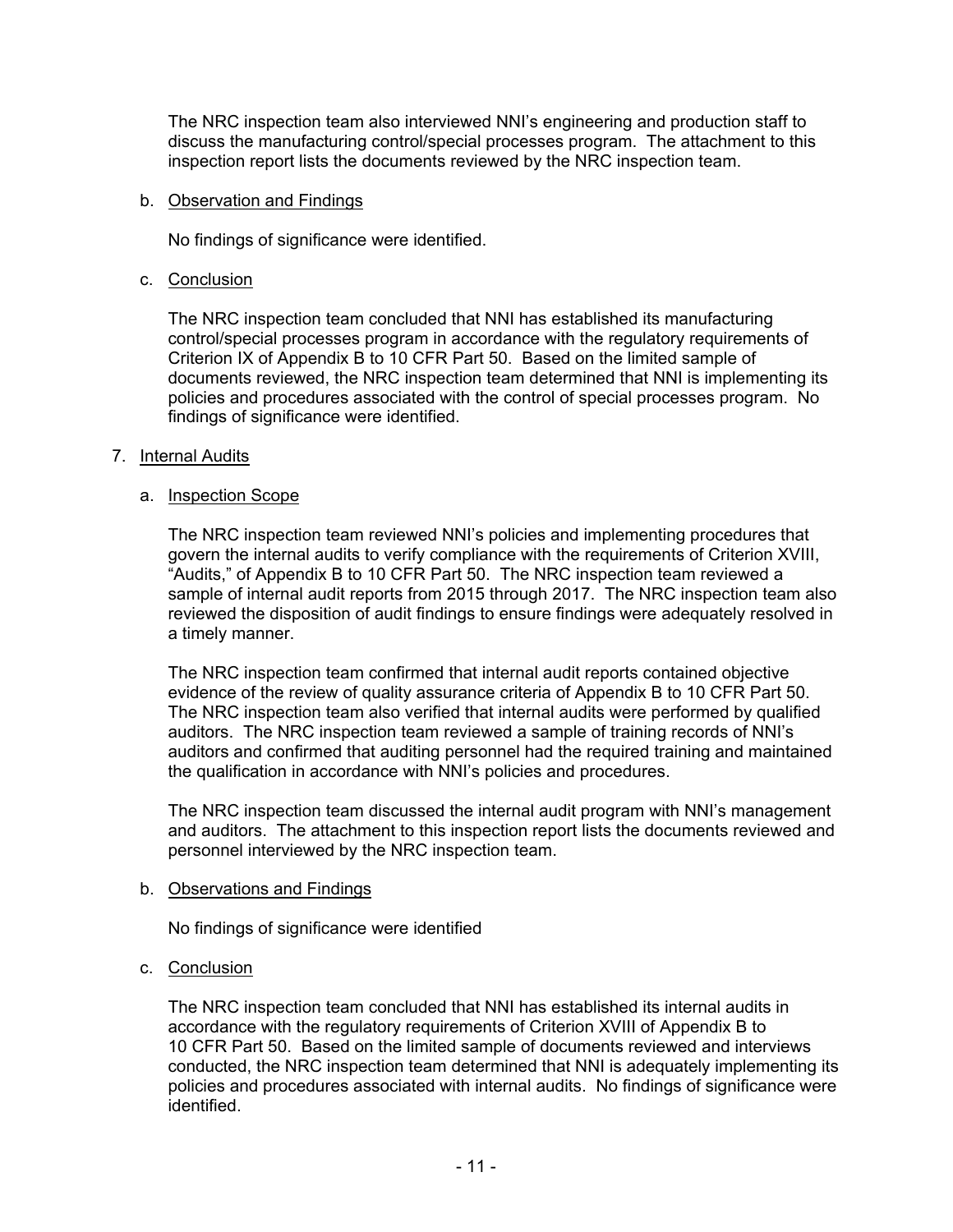The NRC inspection team also interviewed NNI's engineering and production staff to discuss the manufacturing control/special processes program. The attachment to this inspection report lists the documents reviewed by the NRC inspection team.

b. Observation and Findings

No findings of significance were identified.

c. Conclusion

The NRC inspection team concluded that NNI has established its manufacturing control/special processes program in accordance with the regulatory requirements of Criterion IX of Appendix B to 10 CFR Part 50. Based on the limited sample of documents reviewed, the NRC inspection team determined that NNI is implementing its policies and procedures associated with the control of special processes program. No findings of significance were identified.

7. Internal Audits

a. Inspection Scope

The NRC inspection team reviewed NNI's policies and implementing procedures that govern the internal audits to verify compliance with the requirements of Criterion XVIII, "Audits," of Appendix B to 10 CFR Part 50. The NRC inspection team reviewed a sample of internal audit reports from 2015 through 2017. The NRC inspection team also reviewed the disposition of audit findings to ensure findings were adequately resolved in a timely manner.

The NRC inspection team confirmed that internal audit reports contained objective evidence of the review of quality assurance criteria of Appendix B to 10 CFR Part 50. The NRC inspection team also verified that internal audits were performed by qualified auditors. The NRC inspection team reviewed a sample of training records of NNI's auditors and confirmed that auditing personnel had the required training and maintained the qualification in accordance with NNI's policies and procedures.

The NRC inspection team discussed the internal audit program with NNI's management and auditors. The attachment to this inspection report lists the documents reviewed and personnel interviewed by the NRC inspection team.

b. Observations and Findings

No findings of significance were identified

c. Conclusion

The NRC inspection team concluded that NNI has established its internal audits in accordance with the regulatory requirements of Criterion XVIII of Appendix B to 10 CFR Part 50. Based on the limited sample of documents reviewed and interviews conducted, the NRC inspection team determined that NNI is adequately implementing its policies and procedures associated with internal audits. No findings of significance were identified.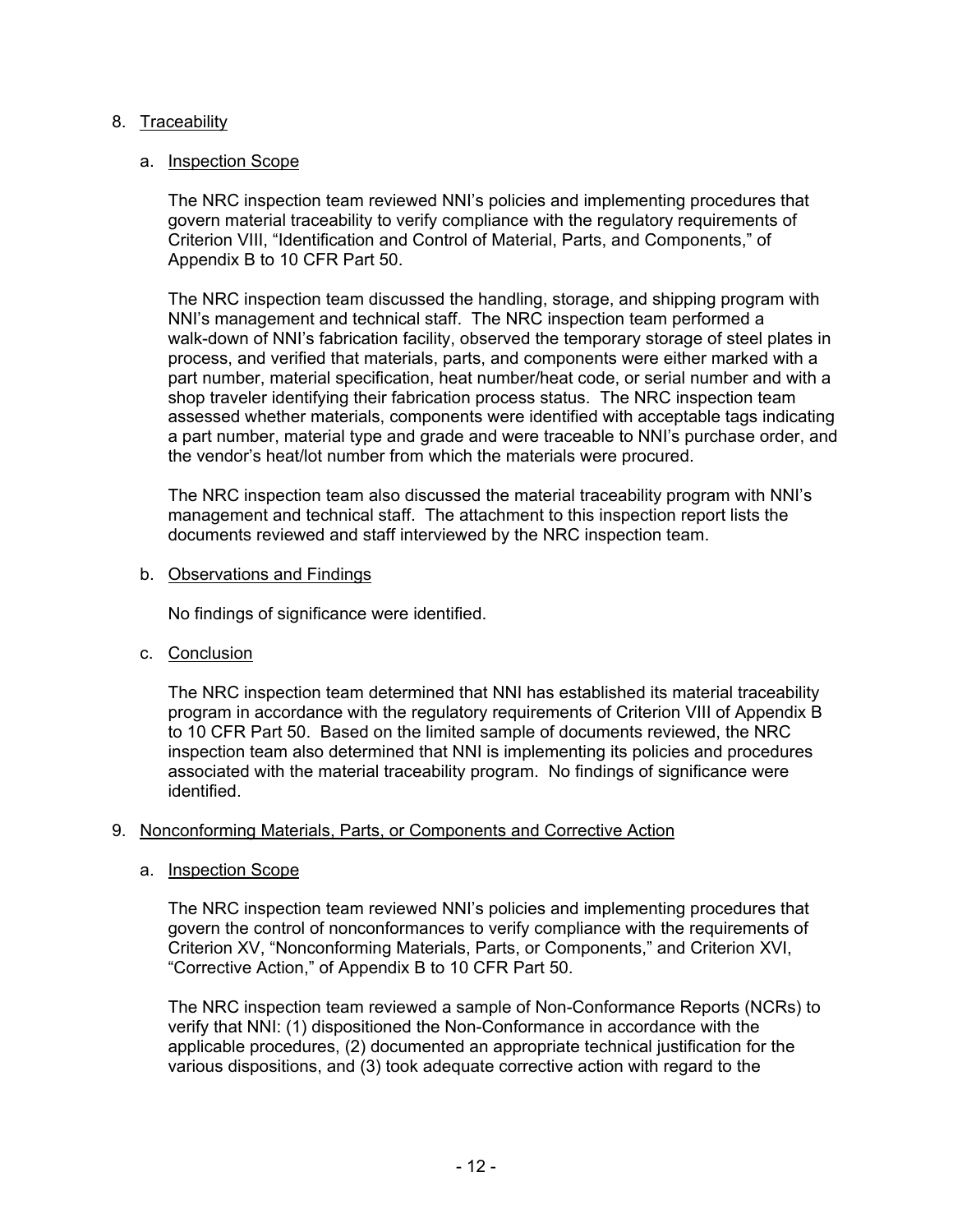## 8. Traceability

### a. Inspection Scope

The NRC inspection team reviewed NNI's policies and implementing procedures that govern material traceability to verify compliance with the regulatory requirements of Criterion VIII, "Identification and Control of Material, Parts, and Components," of Appendix B to 10 CFR Part 50.

The NRC inspection team discussed the handling, storage, and shipping program with NNI's management and technical staff. The NRC inspection team performed a walk-down of NNI's fabrication facility, observed the temporary storage of steel plates in process, and verified that materials, parts, and components were either marked with a part number, material specification, heat number/heat code, or serial number and with a shop traveler identifying their fabrication process status. The NRC inspection team assessed whether materials, components were identified with acceptable tags indicating a part number, material type and grade and were traceable to NNI's purchase order, and the vendor's heat/lot number from which the materials were procured.

The NRC inspection team also discussed the material traceability program with NNI's management and technical staff. The attachment to this inspection report lists the documents reviewed and staff interviewed by the NRC inspection team.

### b. Observations and Findings

No findings of significance were identified.

### c. Conclusion

The NRC inspection team determined that NNI has established its material traceability program in accordance with the regulatory requirements of Criterion VIII of Appendix B to 10 CFR Part 50. Based on the limited sample of documents reviewed, the NRC inspection team also determined that NNI is implementing its policies and procedures associated with the material traceability program. No findings of significance were identified.

## 9. Nonconforming Materials, Parts, or Components and Corrective Action

### a. Inspection Scope

The NRC inspection team reviewed NNI's policies and implementing procedures that govern the control of nonconformances to verify compliance with the requirements of Criterion XV, "Nonconforming Materials, Parts, or Components," and Criterion XVI, "Corrective Action," of Appendix B to 10 CFR Part 50.

The NRC inspection team reviewed a sample of Non-Conformance Reports (NCRs) to verify that NNI: (1) dispositioned the Non-Conformance in accordance with the applicable procedures, (2) documented an appropriate technical justification for the various dispositions, and (3) took adequate corrective action with regard to the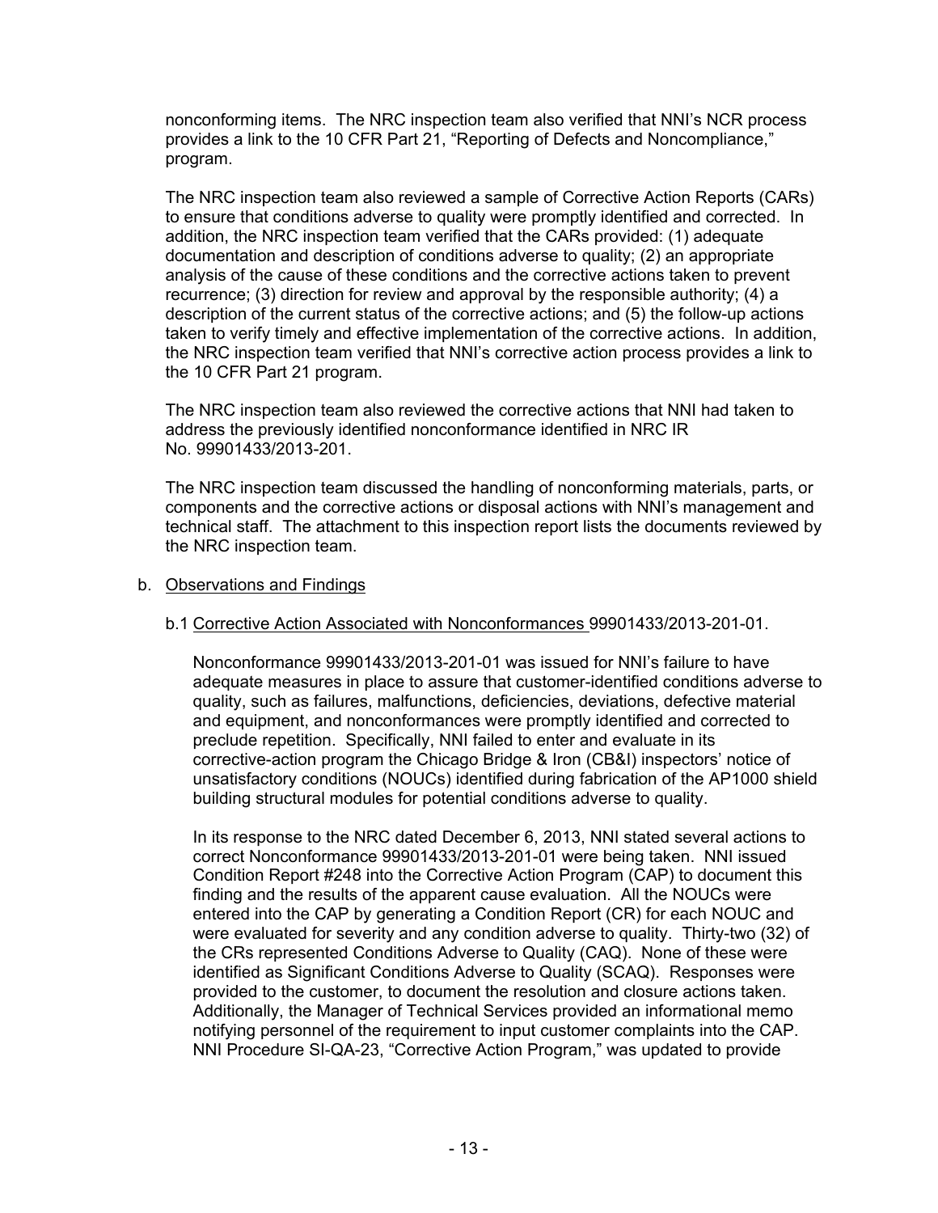nonconforming items. The NRC inspection team also verified that NNI's NCR process provides a link to the 10 CFR Part 21, "Reporting of Defects and Noncompliance," program.

The NRC inspection team also reviewed a sample of Corrective Action Reports (CARs) to ensure that conditions adverse to quality were promptly identified and corrected. In addition, the NRC inspection team verified that the CARs provided: (1) adequate documentation and description of conditions adverse to quality; (2) an appropriate analysis of the cause of these conditions and the corrective actions taken to prevent recurrence; (3) direction for review and approval by the responsible authority; (4) a description of the current status of the corrective actions; and (5) the follow-up actions taken to verify timely and effective implementation of the corrective actions. In addition, the NRC inspection team verified that NNI's corrective action process provides a link to the 10 CFR Part 21 program.

The NRC inspection team also reviewed the corrective actions that NNI had taken to address the previously identified nonconformance identified in NRC IR No. 99901433/2013-201.

The NRC inspection team discussed the handling of nonconforming materials, parts, or components and the corrective actions or disposal actions with NNI's management and technical staff. The attachment to this inspection report lists the documents reviewed by the NRC inspection team.

b. Observations and Findings

b.1 Corrective Action Associated with Nonconformances 99901433/2013-201-01.

Nonconformance 99901433/2013-201-01 was issued for NNI's failure to have adequate measures in place to assure that customer-identified conditions adverse to quality, such as failures, malfunctions, deficiencies, deviations, defective material and equipment, and nonconformances were promptly identified and corrected to preclude repetition. Specifically, NNI failed to enter and evaluate in its corrective-action program the Chicago Bridge & Iron (CB&I) inspectors' notice of unsatisfactory conditions (NOUCs) identified during fabrication of the AP1000 shield building structural modules for potential conditions adverse to quality.

In its response to the NRC dated December 6, 2013, NNI stated several actions to correct Nonconformance 99901433/2013-201-01 were being taken. NNI issued Condition Report #248 into the Corrective Action Program (CAP) to document this finding and the results of the apparent cause evaluation. All the NOUCs were entered into the CAP by generating a Condition Report (CR) for each NOUC and were evaluated for severity and any condition adverse to quality. Thirty-two (32) of the CRs represented Conditions Adverse to Quality (CAQ). None of these were identified as Significant Conditions Adverse to Quality (SCAQ). Responses were provided to the customer, to document the resolution and closure actions taken. Additionally, the Manager of Technical Services provided an informational memo notifying personnel of the requirement to input customer complaints into the CAP. NNI Procedure SI-QA-23, "Corrective Action Program," was updated to provide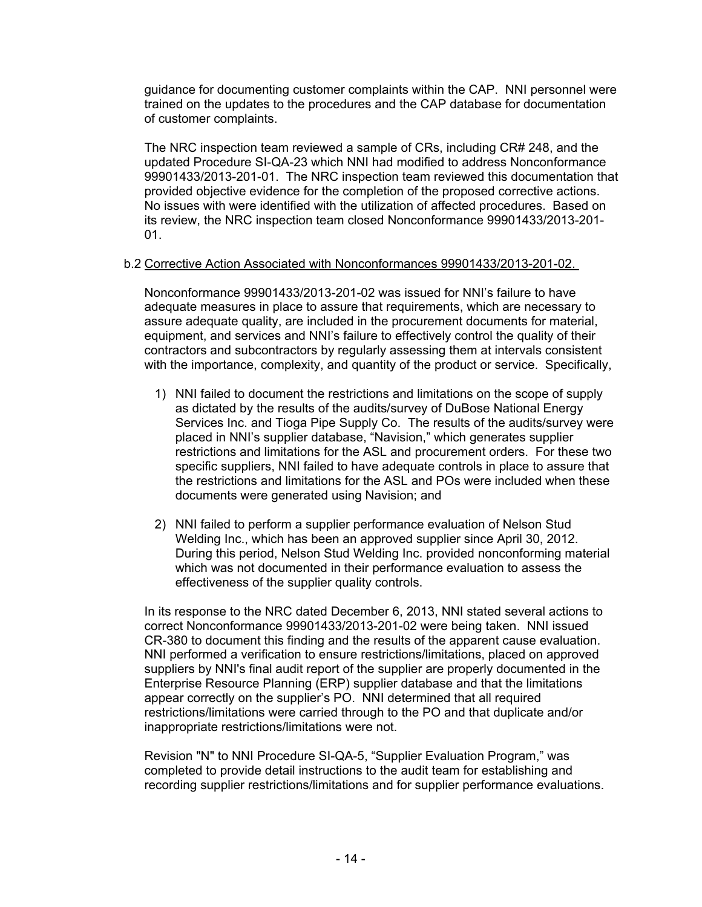guidance for documenting customer complaints within the CAP. NNI personnel were trained on the updates to the procedures and the CAP database for documentation of customer complaints.

The NRC inspection team reviewed a sample of CRs, including CR# 248, and the updated Procedure SI-QA-23 which NNI had modified to address Nonconformance 99901433/2013-201-01. The NRC inspection team reviewed this documentation that provided objective evidence for the completion of the proposed corrective actions. No issues with were identified with the utilization of affected procedures. Based on its review, the NRC inspection team closed Nonconformance 99901433/2013-201-01.

b.2 Corrective Action Associated with Nonconformances 99901433/2013-201-02.

Nonconformance 99901433/2013-201-02 was issued for NNI's failure to have adequate measures in place to assure that requirements, which are necessary to assure adequate quality, are included in the procurement documents for material, equipment, and services and NNI's failure to effectively control the quality of their contractors and subcontractors by regularly assessing them at intervals consistent with the importance, complexity, and quantity of the product or service. Specifically,

1) NNI failed to document the restrictions and limitations on the scope of supply as dictated by the results of the audits/survey of DuBose National Energy Services Inc. and Tioga Pipe Supply Co. The results of the audits/survey were placed in NNI's supplier database, "Navision," which generates supplier restrictions and limitations for the ASL and procurement orders. For these two specific suppliers, NNI failed to have adequate controls in place to assure that the restrictions and limitations for the ASL and POs were included when these documents were generated using Navision; and

2) NNI failed to perform a supplier performance evaluation of Nelson Stud Welding Inc., which has been an approved supplier since April 30, 2012. During this period, Nelson Stud Welding Inc. provided nonconforming material which was not documented in their performance evaluation to assess the effectiveness of the supplier quality controls.

In its response to the NRC dated December 6, 2013, NNI stated several actions to correct Nonconformance 99901433/2013-201-02 were being taken. NNI issued CR-380 to document this finding and the results of the apparent cause evaluation. NNI performed a verification to ensure restrictions/limitations, placed on approved suppliers by NNI's final audit report of the supplier are properly documented in the Enterprise Resource Planning (ERP) supplier database and that the limitations appear correctly on the supplier's PO. NNI determined that all required restrictions/limitations were carried through to the PO and that duplicate and/or inappropriate restrictions/limitations were not.

Revision "N" to NNI Procedure SI-QA-5, "Supplier Evaluation Program," was completed to provide detail instructions to the audit team for establishing and recording supplier restrictions/limitations and for supplier performance evaluations.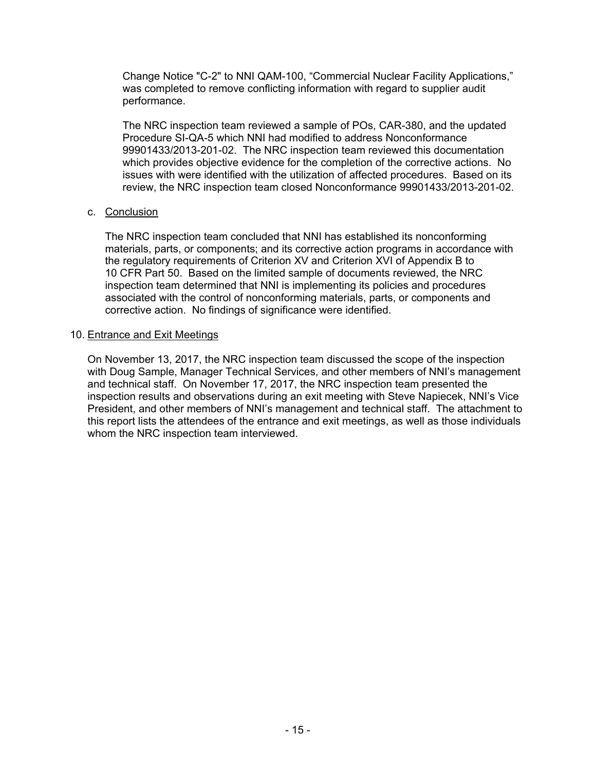Change Notice "C-2" to NNI QAM-100, "Commercial Nuclear Facility Applications," was completed to remove conflicting information with regard to supplier audit performance.

The NRC inspection team reviewed a sample of POs, CAR-380, and the updated Procedure SI-QA-5 which NNI had modified to address Nonconformance 99901433/2013-201-02. The NRC inspection team reviewed this documentation which provides objective evidence for the completion of the corrective actions. No issues with were identified with the utilization of affected procedures. Based on its review, the NRC inspection team closed Nonconformance 99901433/2013-201-02.

c. Conclusion

The NRC inspection team concluded that NNI has established its nonconforming materials, parts, or components; and its corrective action programs in accordance with the regulatory requirements of Criterion XV and Criterion XVI of Appendix B to 10 CFR Part 50. Based on the limited sample of documents reviewed, the NRC inspection team determined that NNI is implementing its policies and procedures associated with the control of nonconforming materials, parts, or components and corrective action. No findings of significance were identified.

10. Entrance and Exit Meetings

On November 13, 2017, the NRC inspection team discussed the scope of the inspection with Doug Sample, Manager Technical Services, and other members of NNI's management and technical staff. On November 17, 2017, the NRC inspection team presented the inspection results and observations during an exit meeting with Steve Napiecek, NNI's Vice President, and other members of NNI's management and technical staff. The attachment to this report lists the attendees of the entrance and exit meetings, as well as those individuals whom the NRC inspection team interviewed.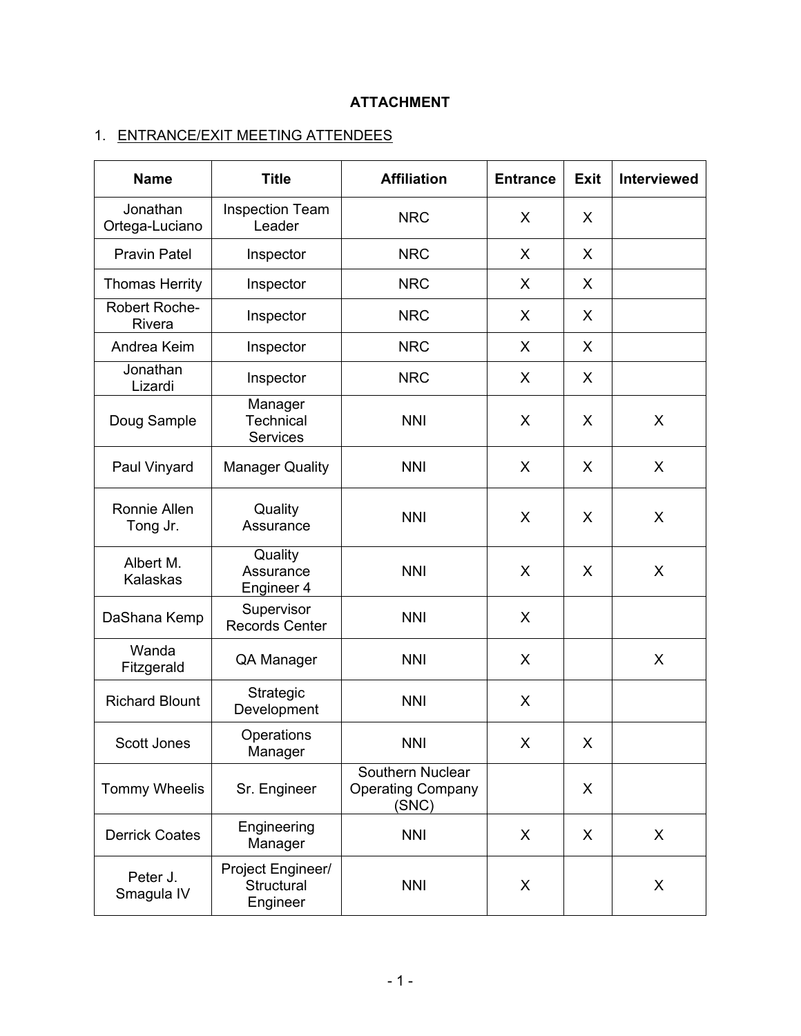**ATTACHMENT**

1. ENTRANCE/EXIT MEETING ATTENDEES

| Name | Title | Affiliation | Entrance | Exit | Interviewed |
|---|---|---|---|---|---|
| Jonathan Ortega-Luciano | Inspection Team Leader | NRC | X | X | |
| Pravin Patel | Inspector | NRC | X | X | |
| Thomas Herrity | Inspector | NRC | X | X | |
| Robert Roche-Rivera | Inspector | NRC | X | X | |
| Andrea Keim | Inspector | NRC | X | X | |
| Jonathan Lizardi | Inspector | NRC | X | X | |
| Doug Sample | Manager Technical Services | NNI | X | X | X |
| Paul Vinyard | Manager Quality | NNI | X | X | X |
| Ronnie Allen Tong Jr. | Quality Assurance | NNI | X | X | X |
| Albert M. Kalaskas | Quality Assurance Engineer 4 | NNI | X | X | X |
| DaShana Kemp | Supervisor Records Center | NNI | X | | |
| Wanda Fitzgerald | QA Manager | NNI | X | | X |
| Richard Blount | Strategic Development | NNI | X | | |
| Scott Jones | Operations Manager | NNI | X | X | |
| Tommy Wheelis | Sr. Engineer | Southern Nuclear Operating Company (SNC) | | X | |
| Derrick Coates | Engineering Manager | NNI | X | X | X |
| Peter J. Smagula IV | Project Engineer/ Structural Engineer | NNI | X | | X |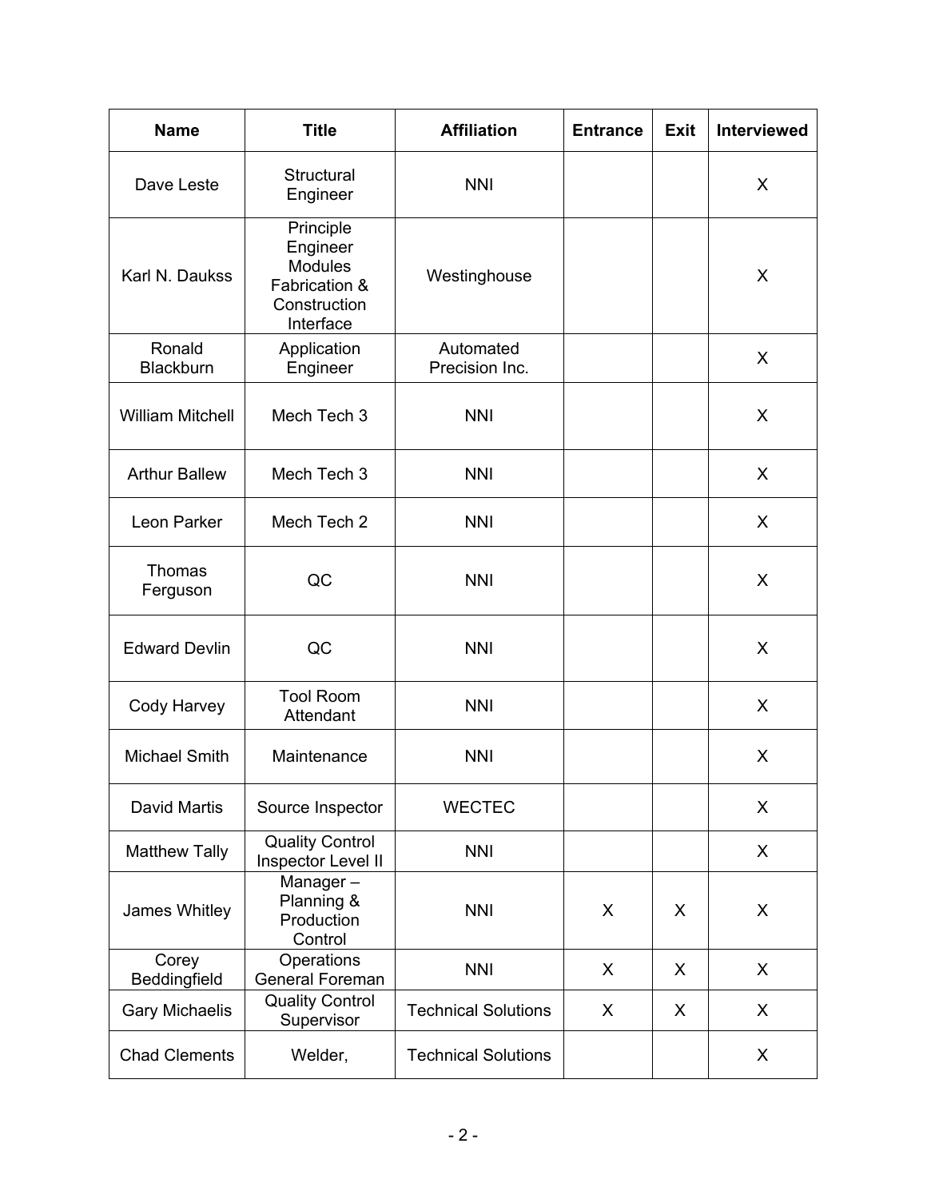| Name | Title | Affiliation | Entrance | Exit | Interviewed |
|---|---|---|---|---|---|
| Dave Leste | Structural Engineer | NNI | | | X |
| Karl N. Daukss | Principle Engineer Modules Fabrication & Construction Interface | Westinghouse | | | X |
| Ronald Blackburn | Application Engineer | Automated Precision Inc. | | | X |
| William Mitchell | Mech Tech 3 | NNI | | | X |
| Arthur Ballew | Mech Tech 3 | NNI | | | X |
| Leon Parker | Mech Tech 2 | NNI | | | X |
| Thomas Ferguson | QC | NNI | | | X |
| Edward Devlin | QC | NNI | | | X |
| Cody Harvey | Tool Room Attendant | NNI | | | X |
| Michael Smith | Maintenance | NNI | | | X |
| David Martis | Source Inspector | WECTEC | | | X |
| Matthew Tally | Quality Control Inspector Level II | NNI | | | X |
| James Whitley | Manager – Planning & Production Control | NNI | X | X | X |
| Corey Beddingfield | Operations General Foreman | NNI | X | X | X |
| Gary Michaelis | Quality Control Supervisor | Technical Solutions | X | X | X |
| Chad Clements | Welder, | Technical Solutions | | | X |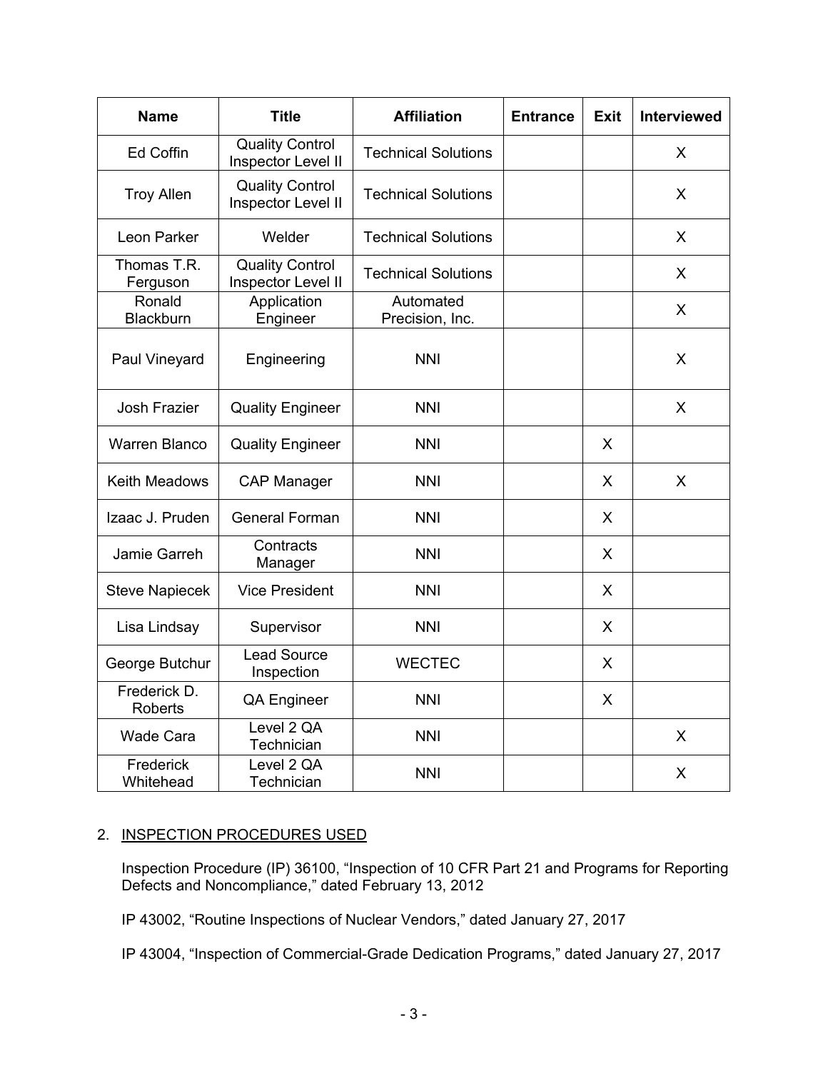| Name | Title | Affiliation | Entrance | Exit | Interviewed |
|---|---|---|---|---|---|
| Ed Coffin | Quality Control Inspector Level II | Technical Solutions | | | X |
| Troy Allen | Quality Control Inspector Level II | Technical Solutions | | | X |
| Leon Parker | Welder | Technical Solutions | | | X |
| Thomas T.R. Ferguson | Quality Control Inspector Level II | Technical Solutions | | | X |
| Ronald Blackburn | Application Engineer | Automated Precision, Inc. | | | X |
| Paul Vineyard | Engineering | NNI | | | X |
| Josh Frazier | Quality Engineer | NNI | | | X |
| Warren Blanco | Quality Engineer | NNI | | X | |
| Keith Meadows | CAP Manager | NNI | | X | X |
| Izaac J. Pruden | General Forman | NNI | | X | |
| Jamie Garreh | Contracts Manager | NNI | | X | |
| Steve Napiecek | Vice President | NNI | | X | |
| Lisa Lindsay | Supervisor | NNI | | X | |
| George Butchur | Lead Source Inspection | WECTEC | | X | |
| Frederick D. Roberts | QA Engineer | NNI | | X | |
| Wade Cara | Level 2 QA Technician | NNI | | | X |
| Frederick Whitehead | Level 2 QA Technician | NNI | | | X |

2. INSPECTION PROCEDURES USED

Inspection Procedure (IP) 36100, "Inspection of 10 CFR Part 21 and Programs for Reporting Defects and Noncompliance," dated February 13, 2012

IP 43002, "Routine Inspections of Nuclear Vendors," dated January 27, 2017

IP 43004, "Inspection of Commercial-Grade Dedication Programs," dated January 27, 2017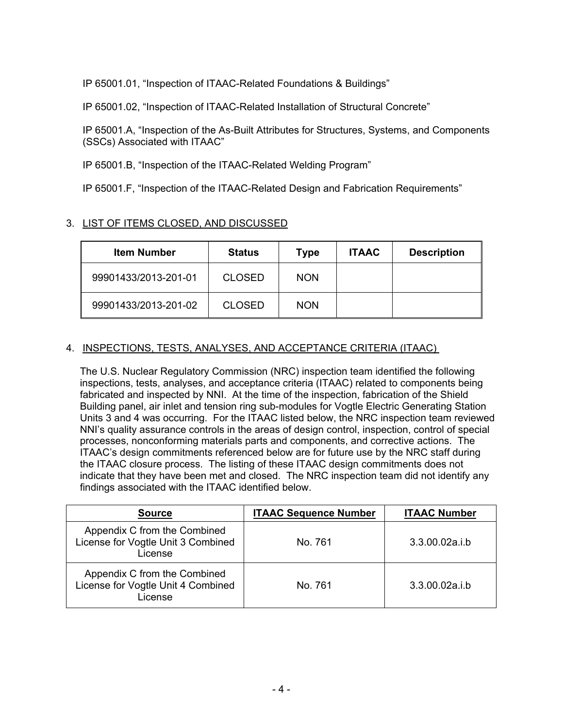IP 65001.01, “Inspection of ITAAC-Related Foundations & Buildings”

IP 65001.02, “Inspection of ITAAC-Related Installation of Structural Concrete”

IP 65001.A, “Inspection of the As-Built Attributes for Structures, Systems, and Components (SSCs) Associated with ITAAC”

IP 65001.B, “Inspection of the ITAAC-Related Welding Program”

IP 65001.F, “Inspection of the ITAAC-Related Design and Fabrication Requirements”

## 3. LIST OF ITEMS CLOSED, AND DISCUSSED

| Item Number | Status | Type | ITAAC | Description |
|---|---|---|---|---|
| 99901433/2013-201-01 | CLOSED | NON | | |
| 99901433/2013-201-02 | CLOSED | NON | | |

## 4. INSPECTIONS, TESTS, ANALYSES, AND ACCEPTANCE CRITERIA (ITAAC)

The U.S. Nuclear Regulatory Commission (NRC) inspection team identified the following inspections, tests, analyses, and acceptance criteria (ITAAC) related to components being fabricated and inspected by NNI. At the time of the inspection, fabrication of the Shield Building panel, air inlet and tension ring sub-modules for Vogtle Electric Generating Station Units 3 and 4 was occurring. For the ITAAC listed below, the NRC inspection team reviewed NNI’s quality assurance controls in the areas of design control, inspection, control of special processes, nonconforming materials parts and components, and corrective actions. The ITAAC’s design commitments referenced below are for future use by the NRC staff during the ITAAC closure process. The listing of these ITAAC design commitments does not indicate that they have been met and closed. The NRC inspection team did not identify any findings associated with the ITAAC identified below.

| Source | ITAAC Sequence Number | ITAAC Number |
|---|---|---|
| Appendix C from the Combined License for Vogtle Unit 3 Combined License | No. 761 | 3.3.00.02a.i.b |
| Appendix C from the Combined License for Vogtle Unit 4 Combined License | No. 761 | 3.3.00.02a.i.b |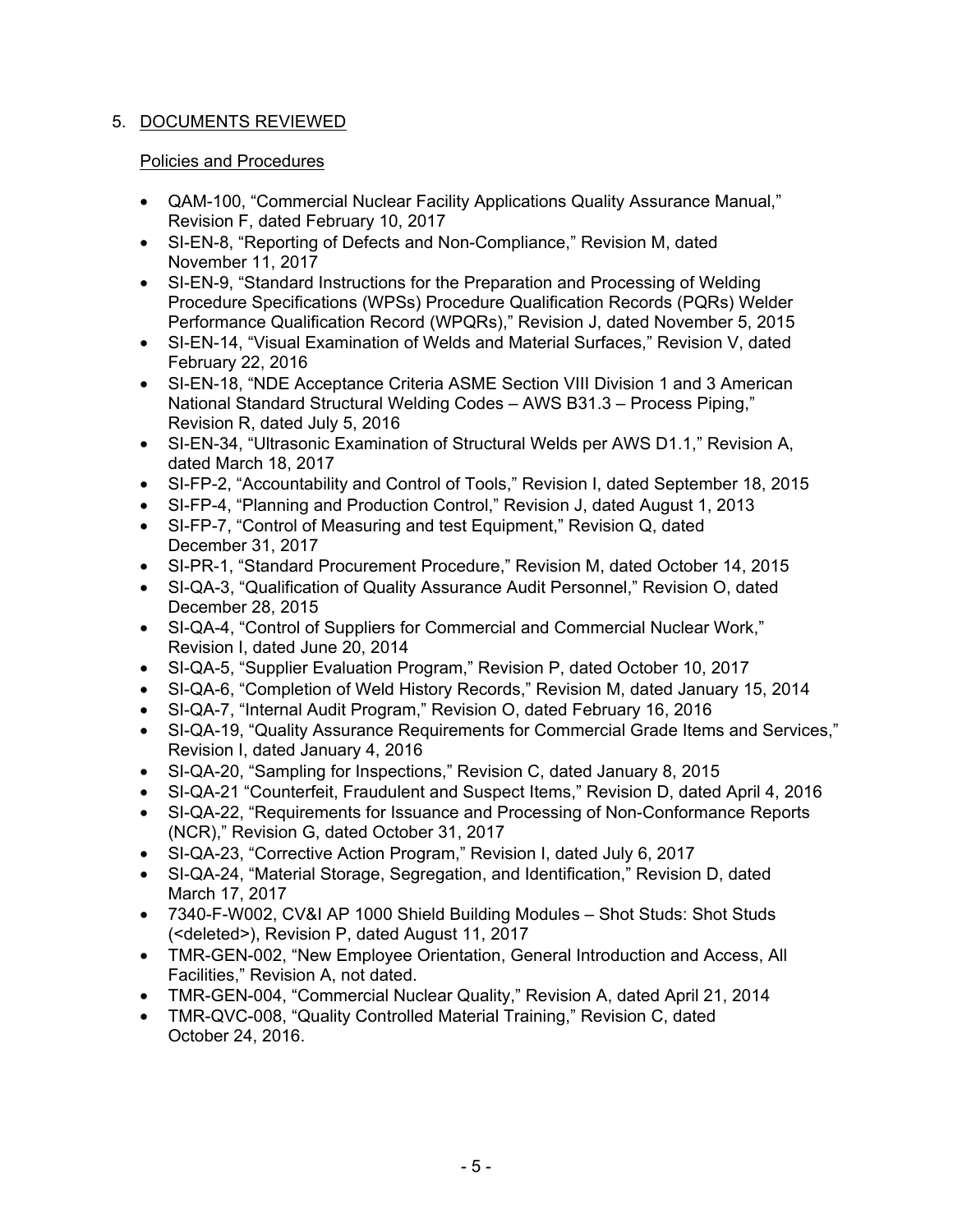## 5. DOCUMENTS REVIEWED

### Policies and Procedures

- QAM-100, “Commercial Nuclear Facility Applications Quality Assurance Manual,” Revision F, dated February 10, 2017
- SI-EN-8, “Reporting of Defects and Non-Compliance,” Revision M, dated November 11, 2017
- SI-EN-9, “Standard Instructions for the Preparation and Processing of Welding Procedure Specifications (WPSs) Procedure Qualification Records (PQRs) Welder Performance Qualification Record (WPQRs),” Revision J, dated November 5, 2015
- SI-EN-14, “Visual Examination of Welds and Material Surfaces,” Revision V, dated February 22, 2016
- SI-EN-18, “NDE Acceptance Criteria ASME Section VIII Division 1 and 3 American National Standard Structural Welding Codes – AWS B31.3 – Process Piping,” Revision R, dated July 5, 2016
- SI-EN-34, “Ultrasonic Examination of Structural Welds per AWS D1.1,” Revision A, dated March 18, 2017
- SI-FP-2, “Accountability and Control of Tools,” Revision I, dated September 18, 2015
- SI-FP-4, “Planning and Production Control,” Revision J, dated August 1, 2013
- SI-FP-7, “Control of Measuring and test Equipment,” Revision Q, dated December 31, 2017
- SI-PR-1, “Standard Procurement Procedure,” Revision M, dated October 14, 2015
- SI-QA-3, “Qualification of Quality Assurance Audit Personnel,” Revision O, dated December 28, 2015
- SI-QA-4, “Control of Suppliers for Commercial and Commercial Nuclear Work,” Revision I, dated June 20, 2014
- SI-QA-5, “Supplier Evaluation Program,” Revision P, dated October 10, 2017
- SI-QA-6, “Completion of Weld History Records,” Revision M, dated January 15, 2014
- SI-QA-7, “Internal Audit Program,” Revision O, dated February 16, 2016
- SI-QA-19, “Quality Assurance Requirements for Commercial Grade Items and Services,” Revision I, dated January 4, 2016
- SI-QA-20, “Sampling for Inspections,” Revision C, dated January 8, 2015
- SI-QA-21 “Counterfeit, Fraudulent and Suspect Items,” Revision D, dated April 4, 2016
- SI-QA-22, “Requirements for Issuance and Processing of Non-Conformance Reports (NCR),” Revision G, dated October 31, 2017
- SI-QA-23, “Corrective Action Program,” Revision I, dated July 6, 2017
- SI-QA-24, “Material Storage, Segregation, and Identification,” Revision D, dated March 17, 2017
- 7340-F-W002, CV&I AP 1000 Shield Building Modules – Shot Studs: Shot Studs (<deleted>), Revision P, dated August 11, 2017
- TMR-GEN-002, “New Employee Orientation, General Introduction and Access, All Facilities,” Revision A, not dated.
- TMR-GEN-004, “Commercial Nuclear Quality,” Revision A, dated April 21, 2014
- TMR-QVC-008, “Quality Controlled Material Training,” Revision C, dated October 24, 2016.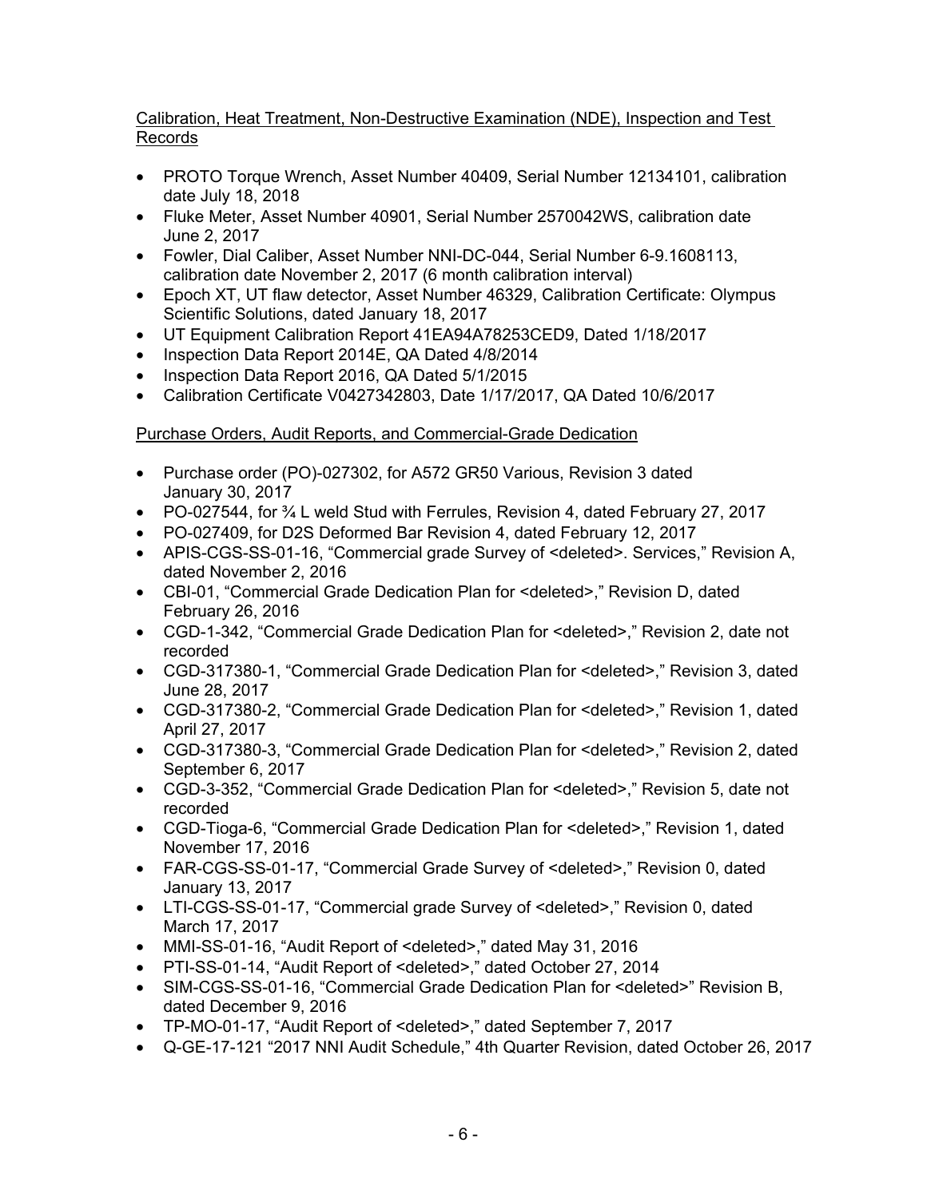Calibration, Heat Treatment, Non-Destructive Examination (NDE), Inspection and Test Records

- PROTO Torque Wrench, Asset Number 40409, Serial Number 12134101, calibration date July 18, 2018
- Fluke Meter, Asset Number 40901, Serial Number 2570042WS, calibration date June 2, 2017
- Fowler, Dial Caliber, Asset Number NNI-DC-044, Serial Number 6-9.1608113, calibration date November 2, 2017 (6 month calibration interval)
- Epoch XT, UT flaw detector, Asset Number 46329, Calibration Certificate: Olympus Scientific Solutions, dated January 18, 2017
- UT Equipment Calibration Report 41EA94A78253CED9, Dated 1/18/2017
- Inspection Data Report 2014E, QA Dated 4/8/2014
- Inspection Data Report 2016, QA Dated 5/1/2015
- Calibration Certificate V0427342803, Date 1/17/2017, QA Dated 10/6/2017

Purchase Orders, Audit Reports, and Commercial-Grade Dedication

- Purchase order (PO)-027302, for A572 GR50 Various, Revision 3 dated January 30, 2017
- PO-027544, for ¾ L weld Stud with Ferrules, Revision 4, dated February 27, 2017
- PO-027409, for D2S Deformed Bar Revision 4, dated February 12, 2017
- APIS-CGS-SS-01-16, "Commercial grade Survey of <deleted>. Services," Revision A, dated November 2, 2016
- CBI-01, "Commercial Grade Dedication Plan for <deleted>," Revision D, dated February 26, 2016
- CGD-1-342, "Commercial Grade Dedication Plan for <deleted>," Revision 2, date not recorded
- CGD-317380-1, "Commercial Grade Dedication Plan for <deleted>," Revision 3, dated June 28, 2017
- CGD-317380-2, "Commercial Grade Dedication Plan for <deleted>," Revision 1, dated April 27, 2017
- CGD-317380-3, "Commercial Grade Dedication Plan for <deleted>," Revision 2, dated September 6, 2017
- CGD-3-352, "Commercial Grade Dedication Plan for <deleted>," Revision 5, date not recorded
- CGD-Tioga-6, "Commercial Grade Dedication Plan for <deleted>," Revision 1, dated November 17, 2016
- FAR-CGS-SS-01-17, "Commercial Grade Survey of <deleted>," Revision 0, dated January 13, 2017
- LTI-CGS-SS-01-17, "Commercial grade Survey of <deleted>," Revision 0, dated March 17, 2017
- MMI-SS-01-16, "Audit Report of <deleted>," dated May 31, 2016
- PTI-SS-01-14, "Audit Report of <deleted>," dated October 27, 2014
- SIM-CGS-SS-01-16, "Commercial Grade Dedication Plan for <deleted>" Revision B, dated December 9, 2016
- TP-MO-01-17, "Audit Report of <deleted>," dated September 7, 2017
- Q-GE-17-121 "2017 NNI Audit Schedule," 4th Quarter Revision, dated October 26, 2017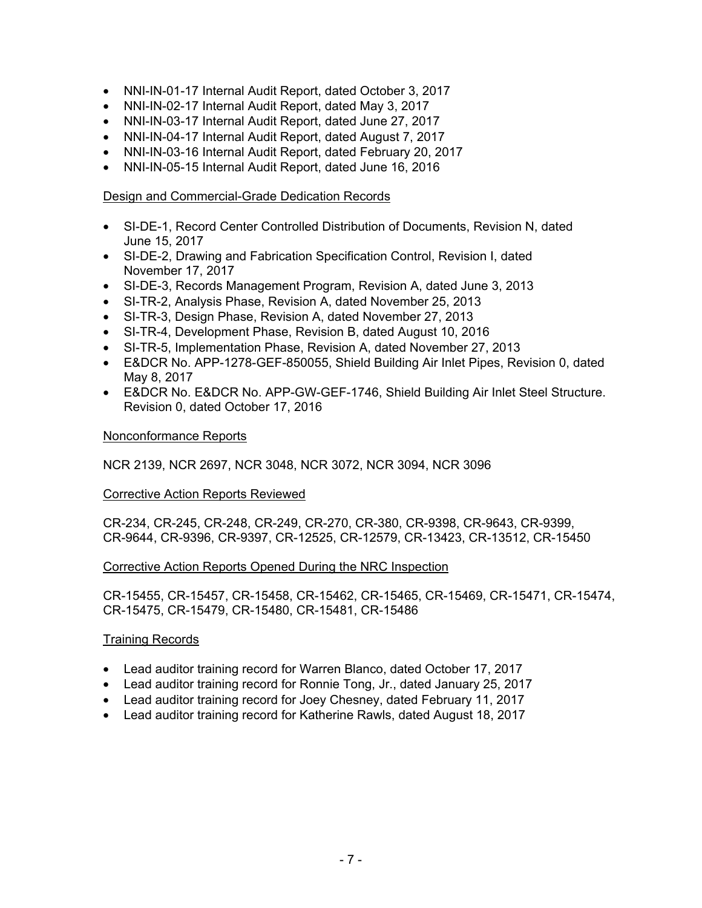- NNI-IN-01-17 Internal Audit Report, dated October 3, 2017
- NNI-IN-02-17 Internal Audit Report, dated May 3, 2017
- NNI-IN-03-17 Internal Audit Report, dated June 27, 2017
- NNI-IN-04-17 Internal Audit Report, dated August 7, 2017
- NNI-IN-03-16 Internal Audit Report, dated February 20, 2017
- NNI-IN-05-15 Internal Audit Report, dated June 16, 2016

Design and Commercial-Grade Dedication Records

- SI-DE-1, Record Center Controlled Distribution of Documents, Revision N, dated June 15, 2017
- SI-DE-2, Drawing and Fabrication Specification Control, Revision I, dated November 17, 2017
- SI-DE-3, Records Management Program, Revision A, dated June 3, 2013
- SI-TR-2, Analysis Phase, Revision A, dated November 25, 2013
- SI-TR-3, Design Phase, Revision A, dated November 27, 2013
- SI-TR-4, Development Phase, Revision B, dated August 10, 2016
- SI-TR-5, Implementation Phase, Revision A, dated November 27, 2013
- E&DCR No. APP-1278-GEF-850055, Shield Building Air Inlet Pipes, Revision 0, dated May 8, 2017
- E&DCR No. E&DCR No. APP-GW-GEF-1746, Shield Building Air Inlet Steel Structure. Revision 0, dated October 17, 2016

Nonconformance Reports

NCR 2139, NCR 2697, NCR 3048, NCR 3072, NCR 3094, NCR 3096

Corrective Action Reports Reviewed

CR-234, CR-245, CR-248, CR-249, CR-270, CR-380, CR-9398, CR-9643, CR-9399, CR-9644, CR-9396, CR-9397, CR-12525, CR-12579, CR-13423, CR-13512, CR-15450

Corrective Action Reports Opened During the NRC Inspection

CR-15455, CR-15457, CR-15458, CR-15462, CR-15465, CR-15469, CR-15471, CR-15474, CR-15475, CR-15479, CR-15480, CR-15481, CR-15486

Training Records

- Lead auditor training record for Warren Blanco, dated October 17, 2017
- Lead auditor training record for Ronnie Tong, Jr., dated January 25, 2017
- Lead auditor training record for Joey Chesney, dated February 11, 2017
- Lead auditor training record for Katherine Rawls, dated August 18, 2017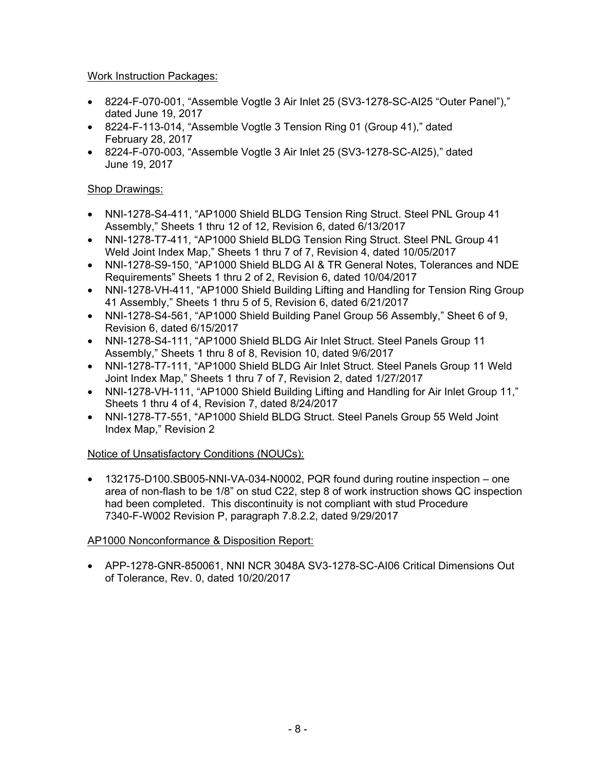Work Instruction Packages:

- 8224-F-070-001, “Assemble Vogtle 3 Air Inlet 25 (SV3-1278-SC-AI25 “Outer Panel”),” dated June 19, 2017
- 8224-F-113-014, “Assemble Vogtle 3 Tension Ring 01 (Group 41),” dated February 28, 2017
- 8224-F-070-003, “Assemble Vogtle 3 Air Inlet 25 (SV3-1278-SC-AI25),” dated June 19, 2017

Shop Drawings:

- NNI-1278-S4-411, “AP1000 Shield BLDG Tension Ring Struct. Steel PNL Group 41 Assembly,” Sheets 1 thru 12 of 12, Revision 6, dated 6/13/2017
- NNI-1278-T7-411, “AP1000 Shield BLDG Tension Ring Struct. Steel PNL Group 41 Weld Joint Index Map,” Sheets 1 thru 7 of 7, Revision 4, dated 10/05/2017
- NNI-1278-S9-150, “AP1000 Shield BLDG AI & TR General Notes, Tolerances and NDE Requirements” Sheets 1 thru 2 of 2, Revision 6, dated 10/04/2017
- NNI-1278-VH-411, “AP1000 Shield Building Lifting and Handling for Tension Ring Group 41 Assembly,” Sheets 1 thru 5 of 5, Revision 6, dated 6/21/2017
- NNI-1278-S4-561, “AP1000 Shield Building Panel Group 56 Assembly,” Sheet 6 of 9, Revision 6, dated 6/15/2017
- NNI-1278-S4-111, “AP1000 Shield BLDG Air Inlet Struct. Steel Panels Group 11 Assembly,” Sheets 1 thru 8 of 8, Revision 10, dated 9/6/2017
- NNI-1278-T7-111, “AP1000 Shield BLDG Air Inlet Struct. Steel Panels Group 11 Weld Joint Index Map,” Sheets 1 thru 7 of 7, Revision 2, dated 1/27/2017
- NNI-1278-VH-111, “AP1000 Shield Building Lifting and Handling for Air Inlet Group 11,” Sheets 1 thru 4 of 4, Revision 7, dated 8/24/2017
- NNI-1278-T7-551, “AP1000 Shield BLDG Struct. Steel Panels Group 55 Weld Joint Index Map,” Revision 2

Notice of Unsatisfactory Conditions (NOUCs):

- 132175-D100.SB005-NNI-VA-034-N0002, PQR found during routine inspection – one area of non-flash to be 1/8” on stud C22, step 8 of work instruction shows QC inspection had been completed. This discontinuity is not compliant with stud Procedure 7340-F-W002 Revision P, paragraph 7.8.2.2, dated 9/29/2017

AP1000 Nonconformance & Disposition Report:

- APP-1278-GNR-850061, NNI NCR 3048A SV3-1278-SC-AI06 Critical Dimensions Out of Tolerance, Rev. 0, dated 10/20/2017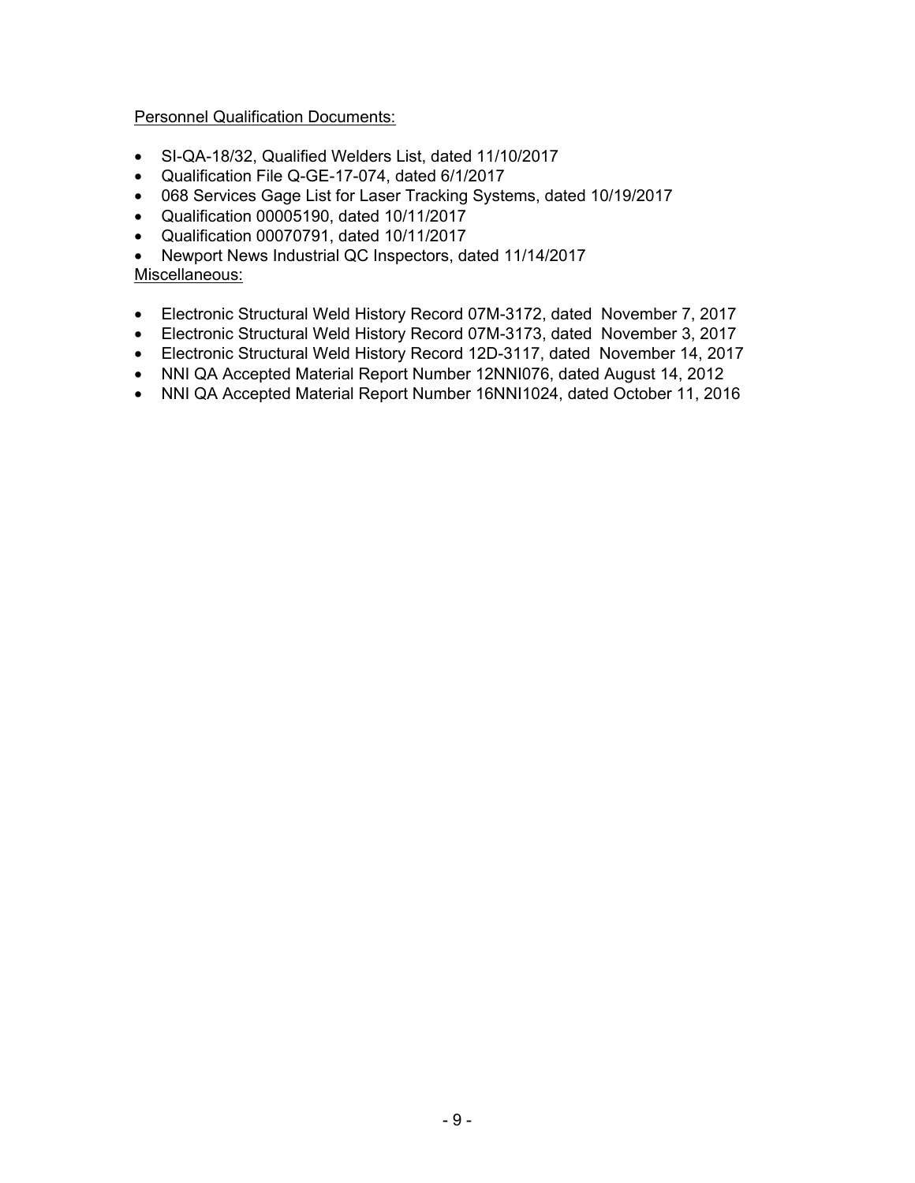Personnel Qualification Documents:

- SI-QA-18/32, Qualified Welders List, dated 11/10/2017
- Qualification File Q-GE-17-074, dated 6/1/2017
- 068 Services Gage List for Laser Tracking Systems, dated 10/19/2017
- Qualification 00005190, dated 10/11/2017
- Qualification 00070791, dated 10/11/2017
- Newport News Industrial QC Inspectors, dated 11/14/2017

Miscellaneous:

- Electronic Structural Weld History Record 07M-3172, dated November 7, 2017
- Electronic Structural Weld History Record 07M-3173, dated November 3, 2017
- Electronic Structural Weld History Record 12D-3117, dated November 14, 2017
- NNI QA Accepted Material Report Number 12NNI076, dated August 14, 2012
- NNI QA Accepted Material Report Number 16NNI1024, dated October 11, 2016